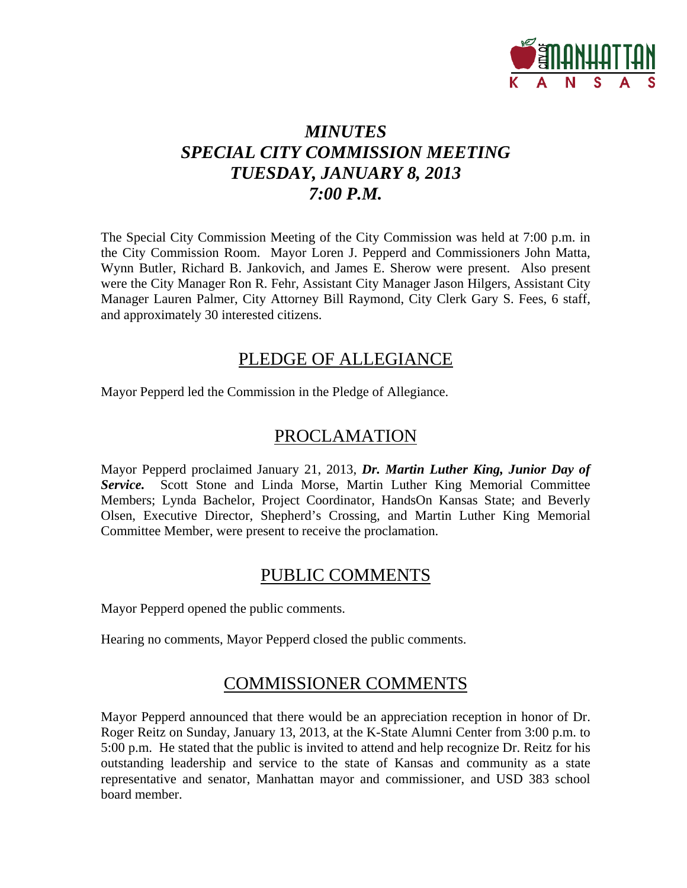# *MINUTES*
# *SPECIAL CITY COMMISSION MEETING*
# *TUESDAY, JANUARY 8, 2013*
# *7:00 P.M.*

The Special City Commission Meeting of the City Commission was held at 7:00 p.m. in the City Commission Room. Mayor Loren J. Pepperd and Commissioners John Matta, Wynn Butler, Richard B. Jankovich, and James E. Sherow were present. Also present were the City Manager Ron R. Fehr, Assistant City Manager Jason Hilgers, Assistant City Manager Lauren Palmer, City Attorney Bill Raymond, City Clerk Gary S. Fees, 6 staff, and approximately 30 interested citizens.

## PLEDGE OF ALLEGIANCE

Mayor Pepperd led the Commission in the Pledge of Allegiance.

## PROCLAMATION

Mayor Pepperd proclaimed January 21, 2013, ***Dr. Martin Luther King, Junior Day of Service.*** Scott Stone and Linda Morse, Martin Luther King Memorial Committee Members; Lynda Bachelor, Project Coordinator, HandsOn Kansas State; and Beverly Olsen, Executive Director, Shepherd's Crossing, and Martin Luther King Memorial Committee Member, were present to receive the proclamation.

## PUBLIC COMMENTS

Mayor Pepperd opened the public comments.

Hearing no comments, Mayor Pepperd closed the public comments.

## COMMISSIONER COMMENTS

Mayor Pepperd announced that there would be an appreciation reception in honor of Dr. Roger Reitz on Sunday, January 13, 2013, at the K-State Alumni Center from 3:00 p.m. to 5:00 p.m. He stated that the public is invited to attend and help recognize Dr. Reitz for his outstanding leadership and service to the state of Kansas and community as a state representative and senator, Manhattan mayor and commissioner, and USD 383 school board member.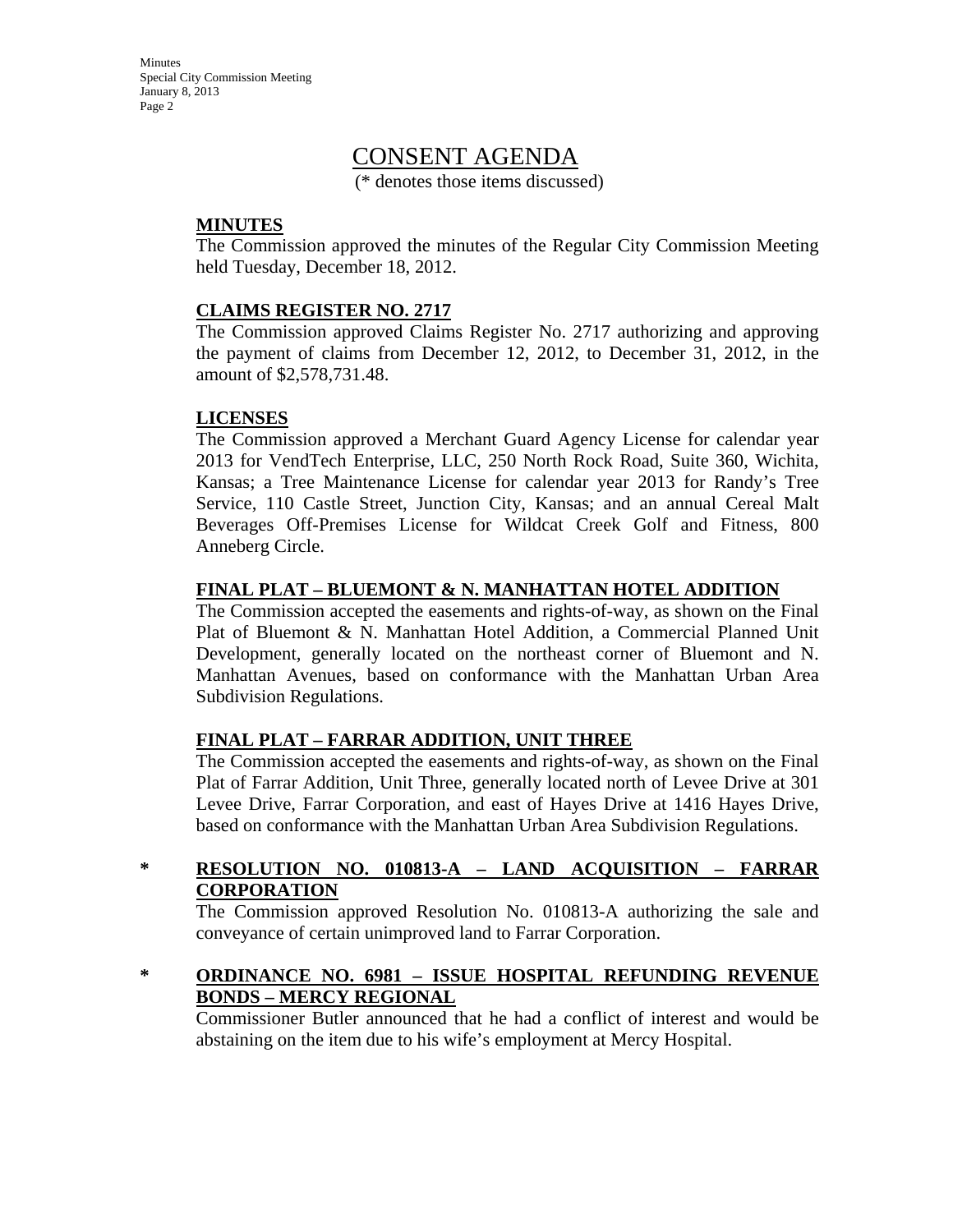# CONSENT AGENDA

(* denotes those items discussed)

**MINUTES**

The Commission approved the minutes of the Regular City Commission Meeting held Tuesday, December 18, 2012.

**CLAIMS REGISTER NO. 2717**

The Commission approved Claims Register No. 2717 authorizing and approving the payment of claims from December 12, 2012, to December 31, 2012, in the amount of $2,578,731.48.

**LICENSES**

The Commission approved a Merchant Guard Agency License for calendar year 2013 for VendTech Enterprise, LLC, 250 North Rock Road, Suite 360, Wichita, Kansas; a Tree Maintenance License for calendar year 2013 for Randy's Tree Service, 110 Castle Street, Junction City, Kansas; and an annual Cereal Malt Beverages Off-Premises License for Wildcat Creek Golf and Fitness, 800 Anneberg Circle.

**FINAL PLAT – BLUEMONT & N. MANHATTAN HOTEL ADDITION**

The Commission accepted the easements and rights-of-way, as shown on the Final Plat of Bluemont & N. Manhattan Hotel Addition, a Commercial Planned Unit Development, generally located on the northeast corner of Bluemont and N. Manhattan Avenues, based on conformance with the Manhattan Urban Area Subdivision Regulations.

**FINAL PLAT – FARRAR ADDITION, UNIT THREE**

The Commission accepted the easements and rights-of-way, as shown on the Final Plat of Farrar Addition, Unit Three, generally located north of Levee Drive at 301 Levee Drive, Farrar Corporation, and east of Hayes Drive at 1416 Hayes Drive, based on conformance with the Manhattan Urban Area Subdivision Regulations.

\* **RESOLUTION NO. 010813-A – LAND ACQUISITION – FARRAR CORPORATION**

The Commission approved Resolution No. 010813-A authorizing the sale and conveyance of certain unimproved land to Farrar Corporation.

\* **ORDINANCE NO. 6981 – ISSUE HOSPITAL REFUNDING REVENUE BONDS – MERCY REGIONAL**

Commissioner Butler announced that he had a conflict of interest and would be abstaining on the item due to his wife's employment at Mercy Hospital.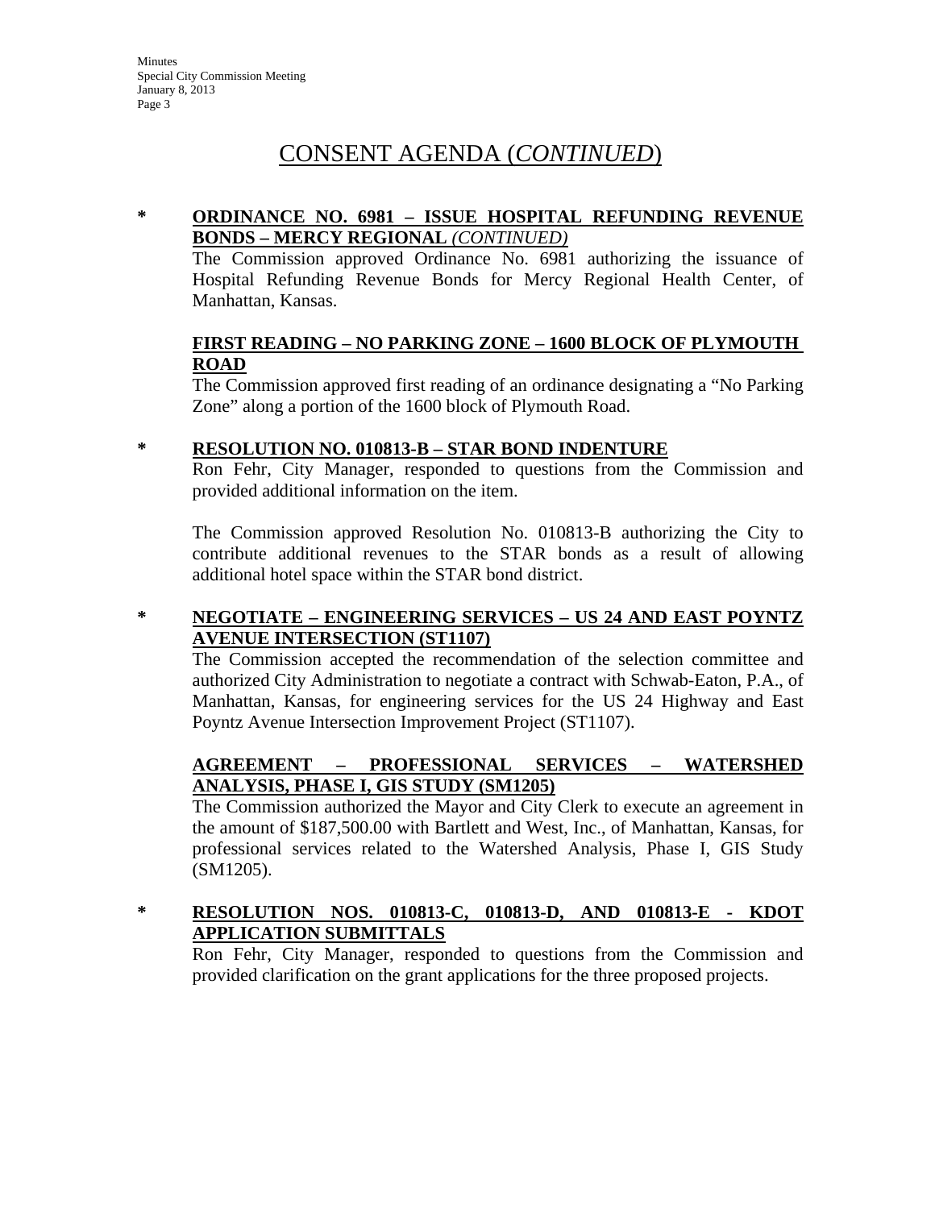# CONSENT AGENDA (*CONTINUED*)

\* **ORDINANCE NO. 6981 – ISSUE HOSPITAL REFUNDING REVENUE BONDS – MERCY REGIONAL** ***(CONTINUED)***

The Commission approved Ordinance No. 6981 authorizing the issuance of Hospital Refunding Revenue Bonds for Mercy Regional Health Center, of Manhattan, Kansas.

**FIRST READING – NO PARKING ZONE – 1600 BLOCK OF PLYMOUTH ROAD**

The Commission approved first reading of an ordinance designating a "No Parking Zone" along a portion of the 1600 block of Plymouth Road.

\* **RESOLUTION NO. 010813-B – STAR BOND INDENTURE**

Ron Fehr, City Manager, responded to questions from the Commission and provided additional information on the item.

The Commission approved Resolution No. 010813-B authorizing the City to contribute additional revenues to the STAR bonds as a result of allowing additional hotel space within the STAR bond district.

\* **NEGOTIATE – ENGINEERING SERVICES – US 24 AND EAST POYNTZ AVENUE INTERSECTION (ST1107)**

The Commission accepted the recommendation of the selection committee and authorized City Administration to negotiate a contract with Schwab-Eaton, P.A., of Manhattan, Kansas, for engineering services for the US 24 Highway and East Poyntz Avenue Intersection Improvement Project (ST1107).

**AGREEMENT – PROFESSIONAL SERVICES – WATERSHED ANALYSIS, PHASE I, GIS STUDY (SM1205)**

The Commission authorized the Mayor and City Clerk to execute an agreement in the amount of $187,500.00 with Bartlett and West, Inc., of Manhattan, Kansas, for professional services related to the Watershed Analysis, Phase I, GIS Study (SM1205).

\* **RESOLUTION NOS. 010813-C, 010813-D, AND 010813-E - KDOT APPLICATION SUBMITTALS**

Ron Fehr, City Manager, responded to questions from the Commission and provided clarification on the grant applications for the three proposed projects.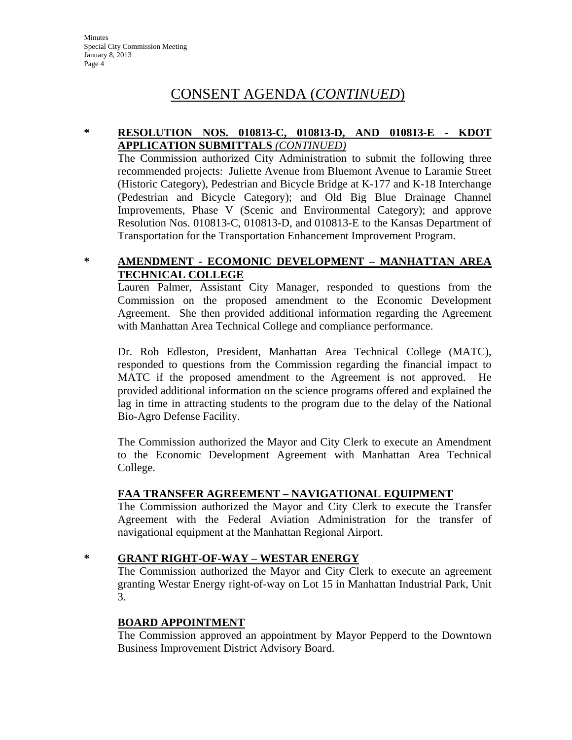# CONSENT AGENDA (*CONTINUED*)

\* **RESOLUTION NOS. 010813-C, 010813-D, AND 010813-E - KDOT APPLICATION SUBMITTALS** ***(CONTINUED)***

The Commission authorized City Administration to submit the following three recommended projects: Juliette Avenue from Bluemont Avenue to Laramie Street (Historic Category), Pedestrian and Bicycle Bridge at K-177 and K-18 Interchange (Pedestrian and Bicycle Category); and Old Big Blue Drainage Channel Improvements, Phase V (Scenic and Environmental Category); and approve Resolution Nos. 010813-C, 010813-D, and 010813-E to the Kansas Department of Transportation for the Transportation Enhancement Improvement Program.

\* **AMENDMENT - ECOMONIC DEVELOPMENT – MANHATTAN AREA TECHNICAL COLLEGE**

Lauren Palmer, Assistant City Manager, responded to questions from the Commission on the proposed amendment to the Economic Development Agreement. She then provided additional information regarding the Agreement with Manhattan Area Technical College and compliance performance.

Dr. Rob Edleston, President, Manhattan Area Technical College (MATC), responded to questions from the Commission regarding the financial impact to MATC if the proposed amendment to the Agreement is not approved. He provided additional information on the science programs offered and explained the lag in time in attracting students to the program due to the delay of the National Bio-Agro Defense Facility.

The Commission authorized the Mayor and City Clerk to execute an Amendment to the Economic Development Agreement with Manhattan Area Technical College.

**FAA TRANSFER AGREEMENT – NAVIGATIONAL EQUIPMENT**

The Commission authorized the Mayor and City Clerk to execute the Transfer Agreement with the Federal Aviation Administration for the transfer of navigational equipment at the Manhattan Regional Airport.

\* **GRANT RIGHT-OF-WAY – WESTAR ENERGY**

The Commission authorized the Mayor and City Clerk to execute an agreement granting Westar Energy right-of-way on Lot 15 in Manhattan Industrial Park, Unit 3.

**BOARD APPOINTMENT**

The Commission approved an appointment by Mayor Pepperd to the Downtown Business Improvement District Advisory Board.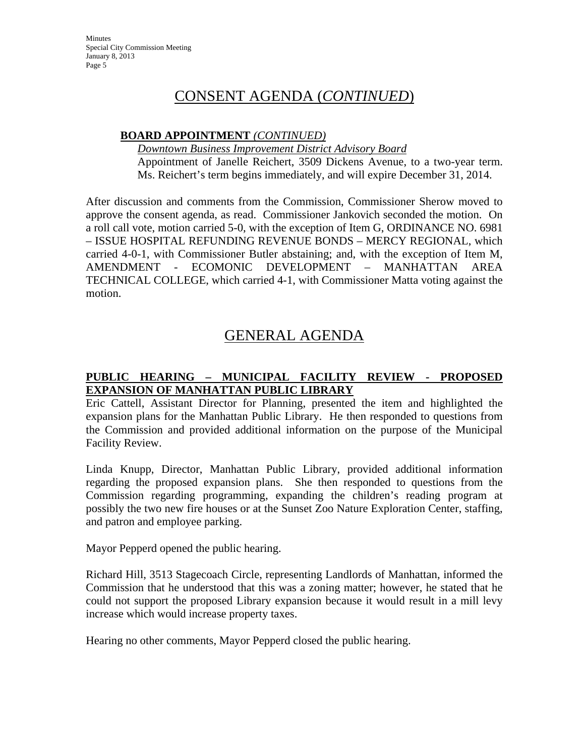## CONSENT AGENDA (*CONTINUED*)

**BOARD APPOINTMENT** *(CONTINUED)*

*Downtown Business Improvement District Advisory Board*

Appointment of Janelle Reichert, 3509 Dickens Avenue, to a two-year term. Ms. Reichert's term begins immediately, and will expire December 31, 2014.

After discussion and comments from the Commission, Commissioner Sherow moved to approve the consent agenda, as read. Commissioner Jankovich seconded the motion. On a roll call vote, motion carried 5-0, with the exception of Item G, ORDINANCE NO. 6981 – ISSUE HOSPITAL REFUNDING REVENUE BONDS – MERCY REGIONAL, which carried 4-0-1, with Commissioner Butler abstaining; and, with the exception of Item M, AMENDMENT - ECOMONIC DEVELOPMENT – MANHATTAN AREA TECHNICAL COLLEGE, which carried 4-1, with Commissioner Matta voting against the motion.

## GENERAL AGENDA

**PUBLIC HEARING – MUNICIPAL FACILITY REVIEW - PROPOSED EXPANSION OF MANHATTAN PUBLIC LIBRARY**

Eric Cattell, Assistant Director for Planning, presented the item and highlighted the expansion plans for the Manhattan Public Library. He then responded to questions from the Commission and provided additional information on the purpose of the Municipal Facility Review.

Linda Knupp, Director, Manhattan Public Library, provided additional information regarding the proposed expansion plans. She then responded to questions from the Commission regarding programming, expanding the children's reading program at possibly the two new fire houses or at the Sunset Zoo Nature Exploration Center, staffing, and patron and employee parking.

Mayor Pepperd opened the public hearing.

Richard Hill, 3513 Stagecoach Circle, representing Landlords of Manhattan, informed the Commission that he understood that this was a zoning matter; however, he stated that he could not support the proposed Library expansion because it would result in a mill levy increase which would increase property taxes.

Hearing no other comments, Mayor Pepperd closed the public hearing.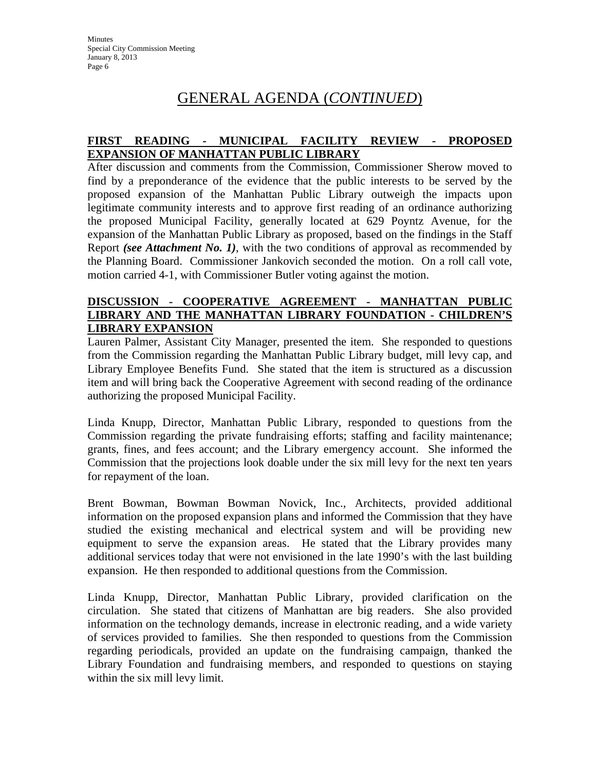# GENERAL AGENDA (*CONTINUED*)

**FIRST READING - MUNICIPAL FACILITY REVIEW - PROPOSED EXPANSION OF MANHATTAN PUBLIC LIBRARY**

After discussion and comments from the Commission, Commissioner Sherow moved to find by a preponderance of the evidence that the public interests to be served by the proposed expansion of the Manhattan Public Library outweigh the impacts upon legitimate community interests and to approve first reading of an ordinance authorizing the proposed Municipal Facility, generally located at 629 Poyntz Avenue, for the expansion of the Manhattan Public Library as proposed, based on the findings in the Staff Report ***(see Attachment No. 1)***, with the two conditions of approval as recommended by the Planning Board. Commissioner Jankovich seconded the motion. On a roll call vote, motion carried 4-1, with Commissioner Butler voting against the motion.

**DISCUSSION - COOPERATIVE AGREEMENT - MANHATTAN PUBLIC LIBRARY AND THE MANHATTAN LIBRARY FOUNDATION - CHILDREN'S LIBRARY EXPANSION**

Lauren Palmer, Assistant City Manager, presented the item. She responded to questions from the Commission regarding the Manhattan Public Library budget, mill levy cap, and Library Employee Benefits Fund. She stated that the item is structured as a discussion item and will bring back the Cooperative Agreement with second reading of the ordinance authorizing the proposed Municipal Facility.

Linda Knupp, Director, Manhattan Public Library, responded to questions from the Commission regarding the private fundraising efforts; staffing and facility maintenance; grants, fines, and fees account; and the Library emergency account. She informed the Commission that the projections look doable under the six mill levy for the next ten years for repayment of the loan.

Brent Bowman, Bowman Bowman Novick, Inc., Architects, provided additional information on the proposed expansion plans and informed the Commission that they have studied the existing mechanical and electrical system and will be providing new equipment to serve the expansion areas. He stated that the Library provides many additional services today that were not envisioned in the late 1990's with the last building expansion. He then responded to additional questions from the Commission.

Linda Knupp, Director, Manhattan Public Library, provided clarification on the circulation. She stated that citizens of Manhattan are big readers. She also provided information on the technology demands, increase in electronic reading, and a wide variety of services provided to families. She then responded to questions from the Commission regarding periodicals, provided an update on the fundraising campaign, thanked the Library Foundation and fundraising members, and responded to questions on staying within the six mill levy limit.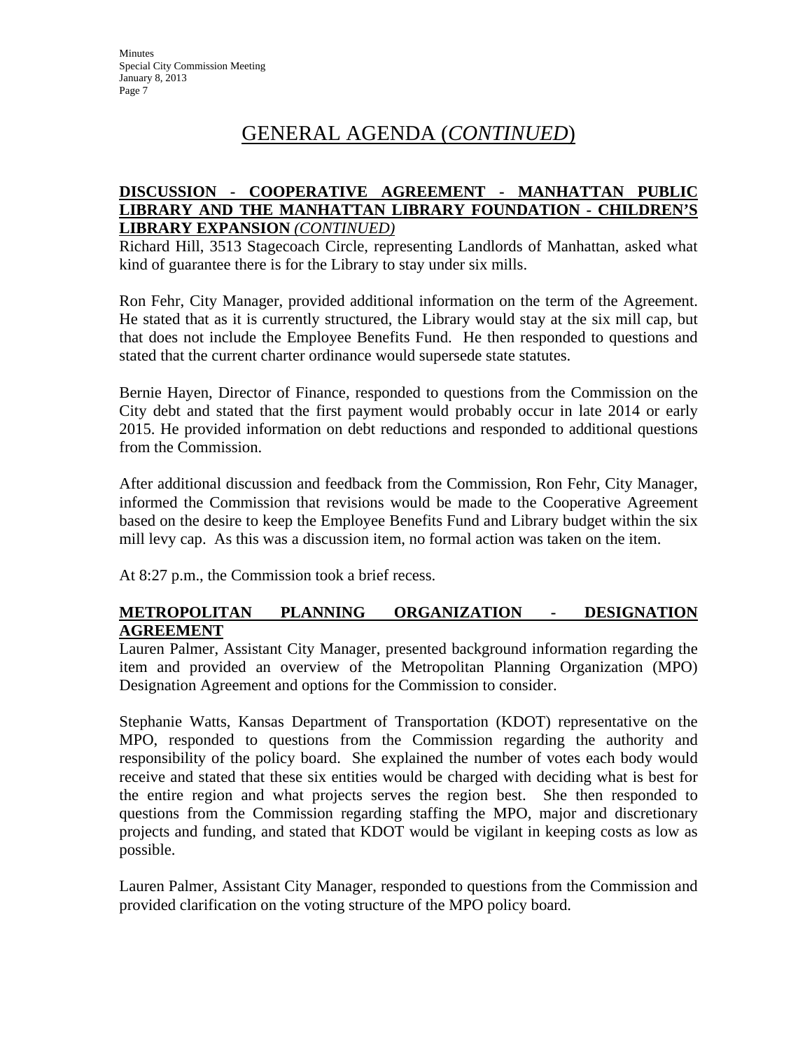# GENERAL AGENDA (*CONTINUED*)

**DISCUSSION - COOPERATIVE AGREEMENT - MANHATTAN PUBLIC LIBRARY AND THE MANHATTAN LIBRARY FOUNDATION - CHILDREN'S LIBRARY EXPANSION** ***(CONTINUED)***

Richard Hill, 3513 Stagecoach Circle, representing Landlords of Manhattan, asked what kind of guarantee there is for the Library to stay under six mills.

Ron Fehr, City Manager, provided additional information on the term of the Agreement. He stated that as it is currently structured, the Library would stay at the six mill cap, but that does not include the Employee Benefits Fund. He then responded to questions and stated that the current charter ordinance would supersede state statutes.

Bernie Hayen, Director of Finance, responded to questions from the Commission on the City debt and stated that the first payment would probably occur in late 2014 or early 2015. He provided information on debt reductions and responded to additional questions from the Commission.

After additional discussion and feedback from the Commission, Ron Fehr, City Manager, informed the Commission that revisions would be made to the Cooperative Agreement based on the desire to keep the Employee Benefits Fund and Library budget within the six mill levy cap. As this was a discussion item, no formal action was taken on the item.

At 8:27 p.m., the Commission took a brief recess.

**METROPOLITAN PLANNING ORGANIZATION - DESIGNATION AGREEMENT**

Lauren Palmer, Assistant City Manager, presented background information regarding the item and provided an overview of the Metropolitan Planning Organization (MPO) Designation Agreement and options for the Commission to consider.

Stephanie Watts, Kansas Department of Transportation (KDOT) representative on the MPO, responded to questions from the Commission regarding the authority and responsibility of the policy board. She explained the number of votes each body would receive and stated that these six entities would be charged with deciding what is best for the entire region and what projects serves the region best. She then responded to questions from the Commission regarding staffing the MPO, major and discretionary projects and funding, and stated that KDOT would be vigilant in keeping costs as low as possible.

Lauren Palmer, Assistant City Manager, responded to questions from the Commission and provided clarification on the voting structure of the MPO policy board.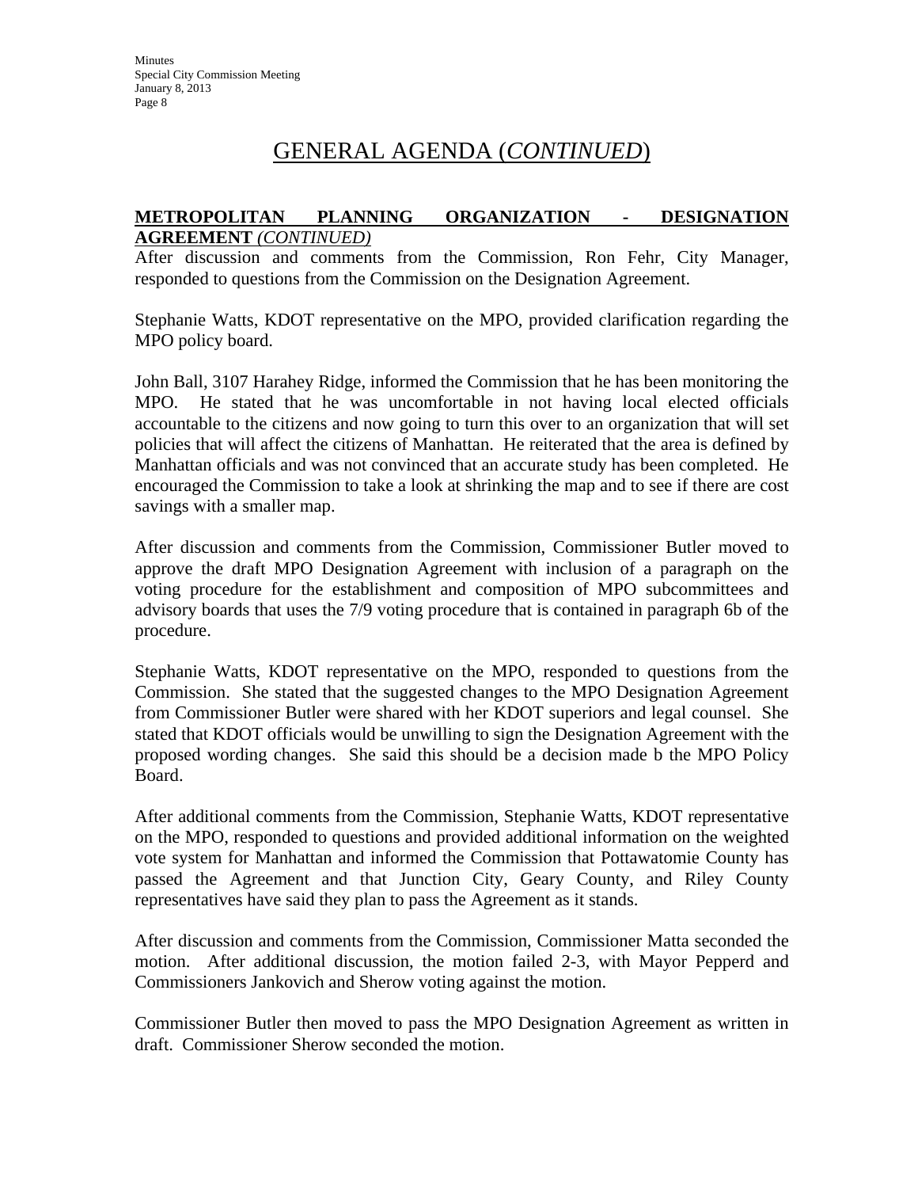# GENERAL AGENDA (*CONTINUED*)

**METROPOLITAN PLANNING ORGANIZATION - DESIGNATION AGREEMENT** *(CONTINUED)*

After discussion and comments from the Commission, Ron Fehr, City Manager, responded to questions from the Commission on the Designation Agreement.

Stephanie Watts, KDOT representative on the MPO, provided clarification regarding the MPO policy board.

John Ball, 3107 Harahey Ridge, informed the Commission that he has been monitoring the MPO. He stated that he was uncomfortable in not having local elected officials accountable to the citizens and now going to turn this over to an organization that will set policies that will affect the citizens of Manhattan. He reiterated that the area is defined by Manhattan officials and was not convinced that an accurate study has been completed. He encouraged the Commission to take a look at shrinking the map and to see if there are cost savings with a smaller map.

After discussion and comments from the Commission, Commissioner Butler moved to approve the draft MPO Designation Agreement with inclusion of a paragraph on the voting procedure for the establishment and composition of MPO subcommittees and advisory boards that uses the 7/9 voting procedure that is contained in paragraph 6b of the procedure.

Stephanie Watts, KDOT representative on the MPO, responded to questions from the Commission. She stated that the suggested changes to the MPO Designation Agreement from Commissioner Butler were shared with her KDOT superiors and legal counsel. She stated that KDOT officials would be unwilling to sign the Designation Agreement with the proposed wording changes. She said this should be a decision made b the MPO Policy Board.

After additional comments from the Commission, Stephanie Watts, KDOT representative on the MPO, responded to questions and provided additional information on the weighted vote system for Manhattan and informed the Commission that Pottawatomie County has passed the Agreement and that Junction City, Geary County, and Riley County representatives have said they plan to pass the Agreement as it stands.

After discussion and comments from the Commission, Commissioner Matta seconded the motion. After additional discussion, the motion failed 2-3, with Mayor Pepperd and Commissioners Jankovich and Sherow voting against the motion.

Commissioner Butler then moved to pass the MPO Designation Agreement as written in draft. Commissioner Sherow seconded the motion.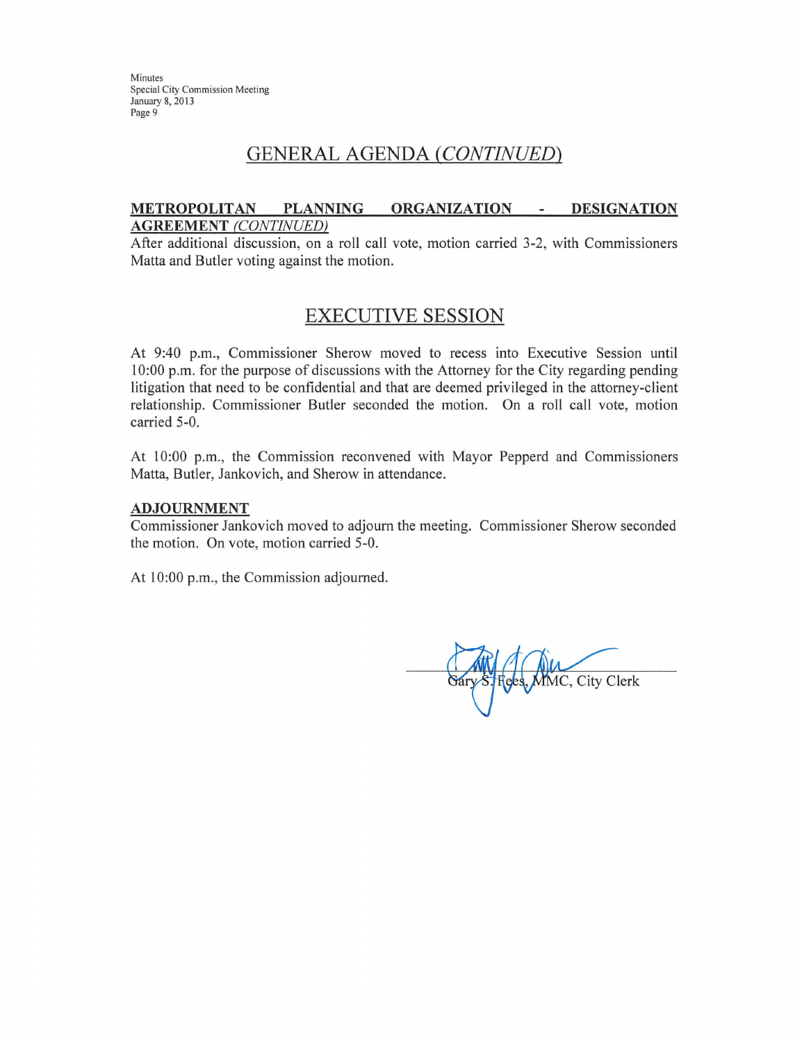## GENERAL AGENDA *(CONTINUED)*

**METROPOLITAN PLANNING ORGANIZATION - DESIGNATION AGREEMENT** *(CONTINUED)*

After additional discussion, on a roll call vote, motion carried 3-2, with Commissioners Matta and Butler voting against the motion.

## EXECUTIVE SESSION

At 9:40 p.m., Commissioner Sherow moved to recess into Executive Session until 10:00 p.m. for the purpose of discussions with the Attorney for the City regarding pending litigation that need to be confidential and that are deemed privileged in the attorney-client relationship. Commissioner Butler seconded the motion. On a roll call vote, motion carried 5-0.

At 10:00 p.m., the Commission reconvened with Mayor Pepperd and Commissioners Matta, Butler, Jankovich, and Sherow in attendance.

**ADJOURNMENT**

Commissioner Jankovich moved to adjourn the meeting. Commissioner Sherow seconded the motion. On vote, motion carried 5-0.

At 10:00 p.m., the Commission adjourned.

Gary S. Fees, MMC, City Clerk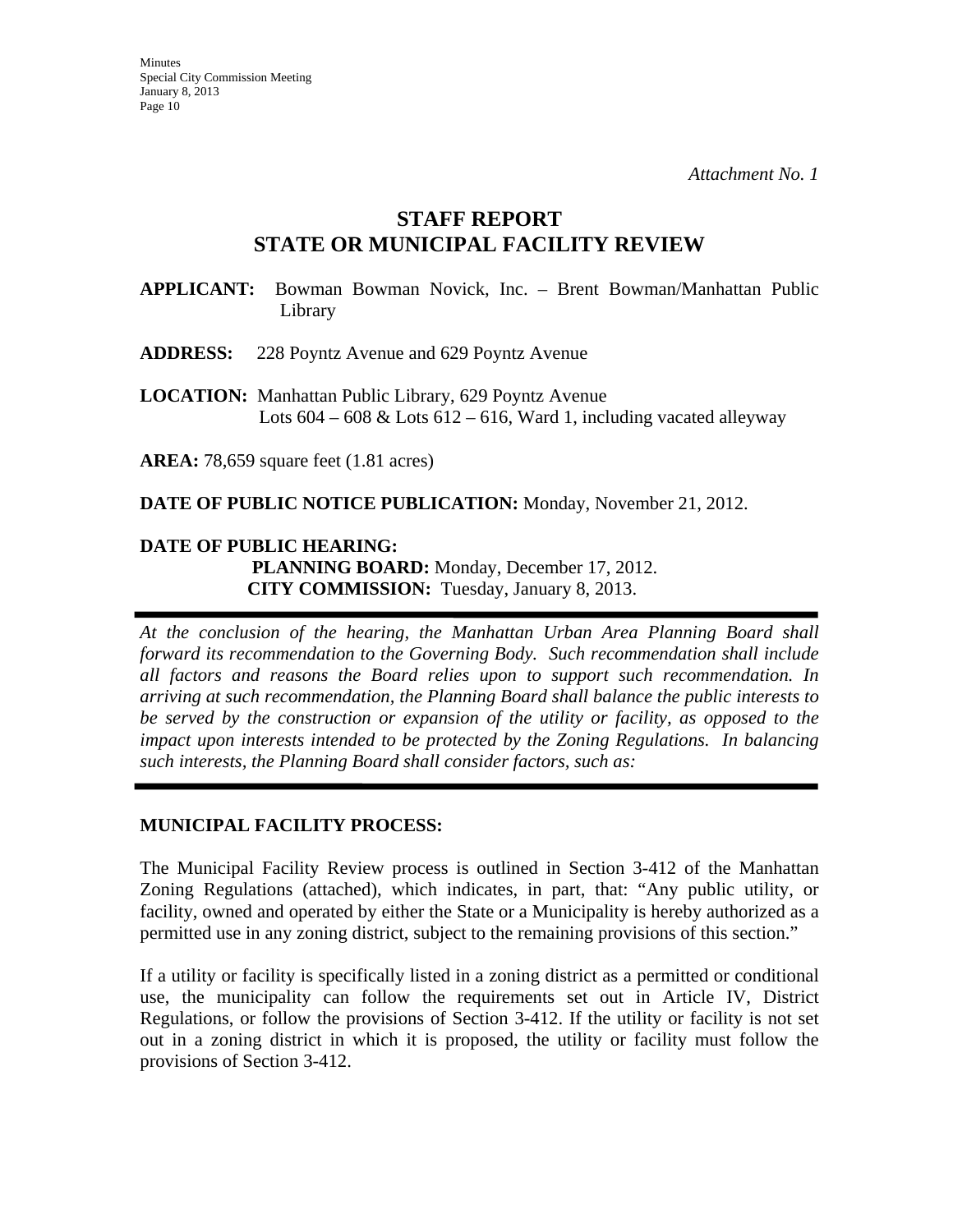*Attachment No. 1*

# STAFF REPORT
## STATE OR MUNICIPAL FACILITY REVIEW

**APPLICANT:** Bowman Bowman Novick, Inc. – Brent Bowman/Manhattan Public Library

**ADDRESS:** 228 Poyntz Avenue and 629 Poyntz Avenue

**LOCATION:** Manhattan Public Library, 629 Poyntz Avenue
Lots 604 – 608 & Lots 612 – 616, Ward 1, including vacated alleyway

**AREA:** 78,659 square feet (1.81 acres)

**DATE OF PUBLIC NOTICE PUBLICATION:** Monday, November 21, 2012.

**DATE OF PUBLIC HEARING:**
**PLANNING BOARD:** Monday, December 17, 2012.
**CITY COMMISSION:** Tuesday, January 8, 2013.

---

*At the conclusion of the hearing, the Manhattan Urban Area Planning Board shall forward its recommendation to the Governing Body. Such recommendation shall include all factors and reasons the Board relies upon to support such recommendation. In arriving at such recommendation, the Planning Board shall balance the public interests to be served by the construction or expansion of the utility or facility, as opposed to the impact upon interests intended to be protected by the Zoning Regulations. In balancing such interests, the Planning Board shall consider factors, such as:*

---

**MUNICIPAL FACILITY PROCESS:**

The Municipal Facility Review process is outlined in Section 3-412 of the Manhattan Zoning Regulations (attached), which indicates, in part, that: "Any public utility, or facility, owned and operated by either the State or a Municipality is hereby authorized as a permitted use in any zoning district, subject to the remaining provisions of this section."

If a utility or facility is specifically listed in a zoning district as a permitted or conditional use, the municipality can follow the requirements set out in Article IV, District Regulations, or follow the provisions of Section 3-412. If the utility or facility is not set out in a zoning district in which it is proposed, the utility or facility must follow the provisions of Section 3-412.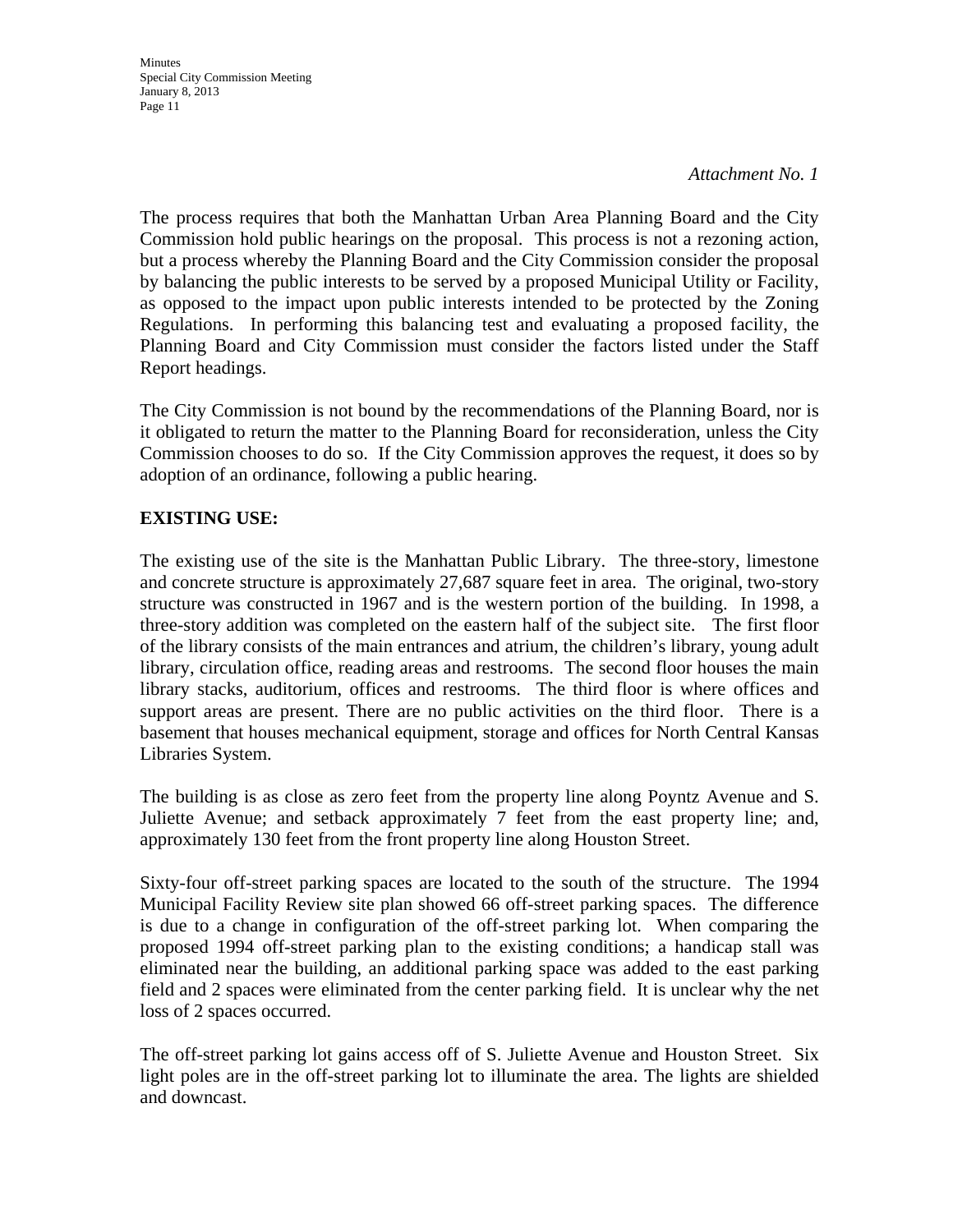*Attachment No. 1*

The process requires that both the Manhattan Urban Area Planning Board and the City Commission hold public hearings on the proposal. This process is not a rezoning action, but a process whereby the Planning Board and the City Commission consider the proposal by balancing the public interests to be served by a proposed Municipal Utility or Facility, as opposed to the impact upon public interests intended to be protected by the Zoning Regulations. In performing this balancing test and evaluating a proposed facility, the Planning Board and City Commission must consider the factors listed under the Staff Report headings.

The City Commission is not bound by the recommendations of the Planning Board, nor is it obligated to return the matter to the Planning Board for reconsideration, unless the City Commission chooses to do so. If the City Commission approves the request, it does so by adoption of an ordinance, following a public hearing.

**EXISTING USE:**

The existing use of the site is the Manhattan Public Library. The three-story, limestone and concrete structure is approximately 27,687 square feet in area. The original, two-story structure was constructed in 1967 and is the western portion of the building. In 1998, a three-story addition was completed on the eastern half of the subject site. The first floor of the library consists of the main entrances and atrium, the children's library, young adult library, circulation office, reading areas and restrooms. The second floor houses the main library stacks, auditorium, offices and restrooms. The third floor is where offices and support areas are present. There are no public activities on the third floor. There is a basement that houses mechanical equipment, storage and offices for North Central Kansas Libraries System.

The building is as close as zero feet from the property line along Poyntz Avenue and S. Juliette Avenue; and setback approximately 7 feet from the east property line; and, approximately 130 feet from the front property line along Houston Street.

Sixty-four off-street parking spaces are located to the south of the structure. The 1994 Municipal Facility Review site plan showed 66 off-street parking spaces. The difference is due to a change in configuration of the off-street parking lot. When comparing the proposed 1994 off-street parking plan to the existing conditions; a handicap stall was eliminated near the building, an additional parking space was added to the east parking field and 2 spaces were eliminated from the center parking field. It is unclear why the net loss of 2 spaces occurred.

The off-street parking lot gains access off of S. Juliette Avenue and Houston Street. Six light poles are in the off-street parking lot to illuminate the area. The lights are shielded and downcast.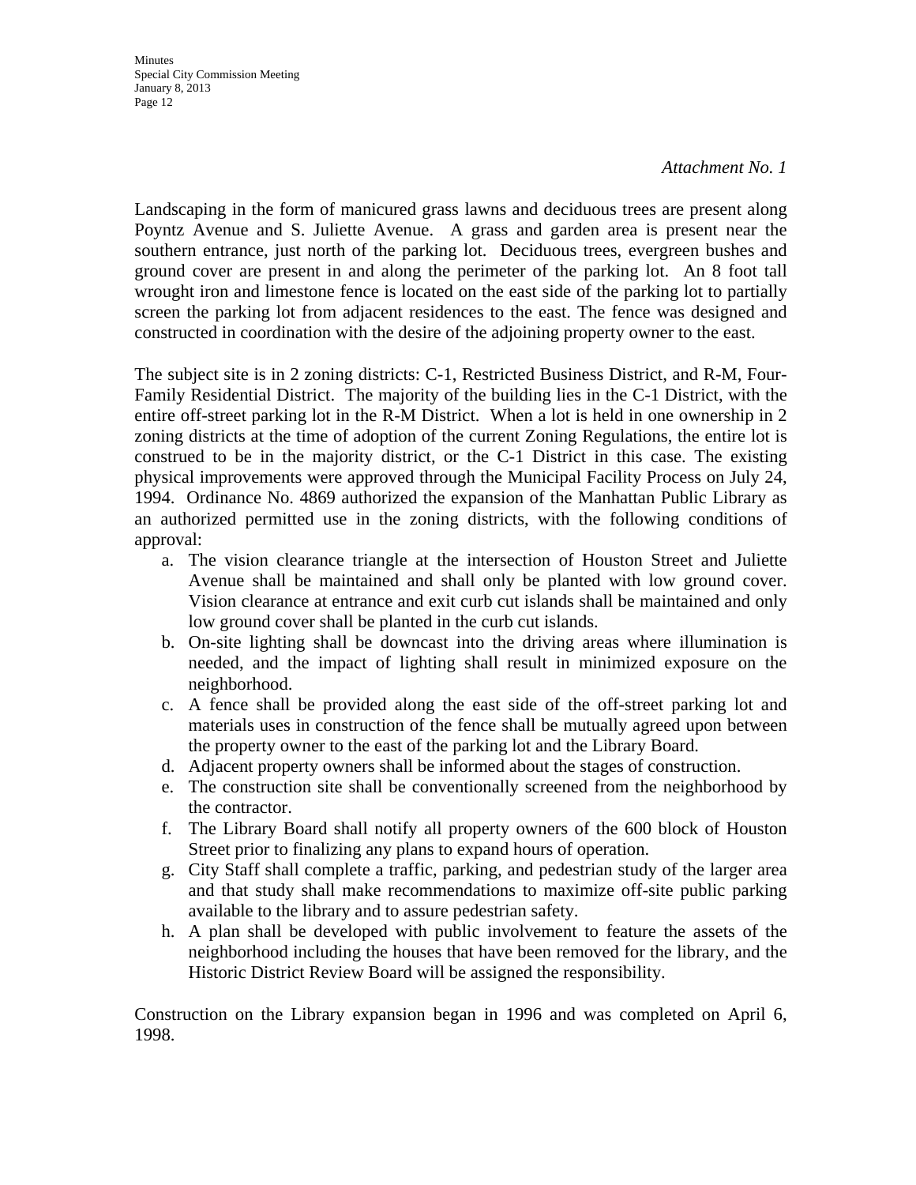*Attachment No. 1*

Landscaping in the form of manicured grass lawns and deciduous trees are present along Poyntz Avenue and S. Juliette Avenue. A grass and garden area is present near the southern entrance, just north of the parking lot. Deciduous trees, evergreen bushes and ground cover are present in and along the perimeter of the parking lot. An 8 foot tall wrought iron and limestone fence is located on the east side of the parking lot to partially screen the parking lot from adjacent residences to the east. The fence was designed and constructed in coordination with the desire of the adjoining property owner to the east.

The subject site is in 2 zoning districts: C-1, Restricted Business District, and R-M, Four-Family Residential District. The majority of the building lies in the C-1 District, with the entire off-street parking lot in the R-M District. When a lot is held in one ownership in 2 zoning districts at the time of adoption of the current Zoning Regulations, the entire lot is construed to be in the majority district, or the C-1 District in this case. The existing physical improvements were approved through the Municipal Facility Process on July 24, 1994. Ordinance No. 4869 authorized the expansion of the Manhattan Public Library as an authorized permitted use in the zoning districts, with the following conditions of approval:

a. The vision clearance triangle at the intersection of Houston Street and Juliette Avenue shall be maintained and shall only be planted with low ground cover. Vision clearance at entrance and exit curb cut islands shall be maintained and only low ground cover shall be planted in the curb cut islands.
b. On-site lighting shall be downcast into the driving areas where illumination is needed, and the impact of lighting shall result in minimized exposure on the neighborhood.
c. A fence shall be provided along the east side of the off-street parking lot and materials uses in construction of the fence shall be mutually agreed upon between the property owner to the east of the parking lot and the Library Board.
d. Adjacent property owners shall be informed about the stages of construction.
e. The construction site shall be conventionally screened from the neighborhood by the contractor.
f. The Library Board shall notify all property owners of the 600 block of Houston Street prior to finalizing any plans to expand hours of operation.
g. City Staff shall complete a traffic, parking, and pedestrian study of the larger area and that study shall make recommendations to maximize off-site public parking available to the library and to assure pedestrian safety.
h. A plan shall be developed with public involvement to feature the assets of the neighborhood including the houses that have been removed for the library, and the Historic District Review Board will be assigned the responsibility.

Construction on the Library expansion began in 1996 and was completed on April 6, 1998.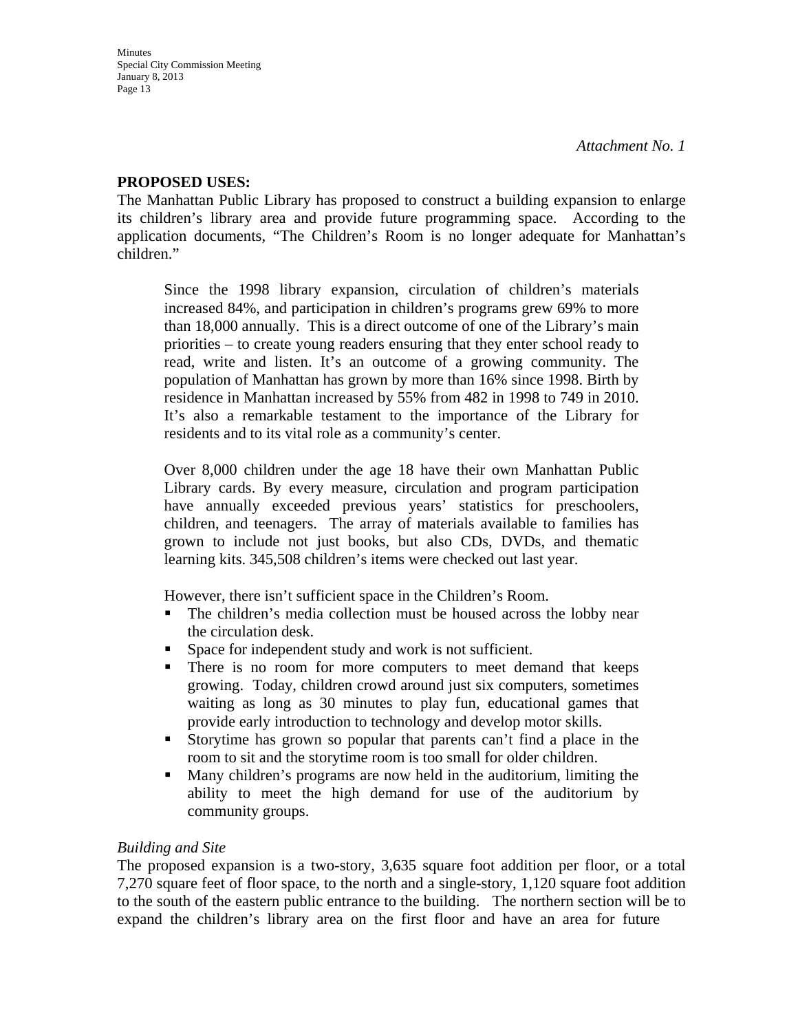*Attachment No. 1*

**PROPOSED USES:**

The Manhattan Public Library has proposed to construct a building expansion to enlarge its children's library area and provide future programming space. According to the application documents, "The Children's Room is no longer adequate for Manhattan's children."

> Since the 1998 library expansion, circulation of children's materials increased 84%, and participation in children's programs grew 69% to more than 18,000 annually. This is a direct outcome of one of the Library's main priorities – to create young readers ensuring that they enter school ready to read, write and listen. It's an outcome of a growing community. The population of Manhattan has grown by more than 16% since 1998. Birth by residence in Manhattan increased by 55% from 482 in 1998 to 749 in 2010. It's also a remarkable testament to the importance of the Library for residents and to its vital role as a community's center.
>
> Over 8,000 children under the age 18 have their own Manhattan Public Library cards. By every measure, circulation and program participation have annually exceeded previous years' statistics for preschoolers, children, and teenagers. The array of materials available to families has grown to include not just books, but also CDs, DVDs, and thematic learning kits. 345,508 children's items were checked out last year.
>
> However, there isn't sufficient space in the Children's Room.
>
> - The children's media collection must be housed across the lobby near the circulation desk.
> - Space for independent study and work is not sufficient.
> - There is no room for more computers to meet demand that keeps growing. Today, children crowd around just six computers, sometimes waiting as long as 30 minutes to play fun, educational games that provide early introduction to technology and develop motor skills.
> - Storytime has grown so popular that parents can't find a place in the room to sit and the storytime room is too small for older children.
> - Many children's programs are now held in the auditorium, limiting the ability to meet the high demand for use of the auditorium by community groups.

*Building and Site*

The proposed expansion is a two-story, 3,635 square foot addition per floor, or a total 7,270 square feet of floor space, to the north and a single-story, 1,120 square foot addition to the south of the eastern public entrance to the building. The northern section will be to expand the children's library area on the first floor and have an area for future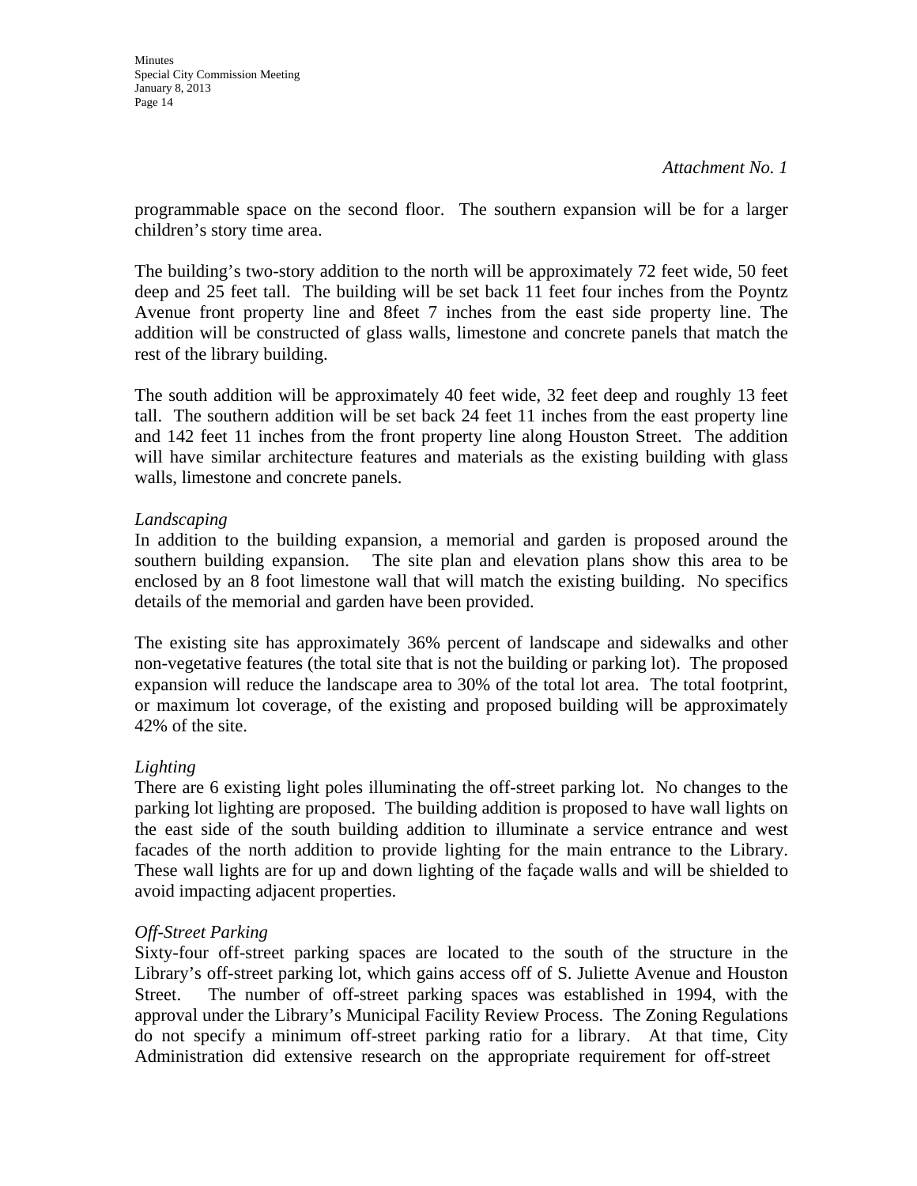*Attachment No. 1*

programmable space on the second floor. The southern expansion will be for a larger children's story time area.

The building's two-story addition to the north will be approximately 72 feet wide, 50 feet deep and 25 feet tall. The building will be set back 11 feet four inches from the Poyntz Avenue front property line and 8feet 7 inches from the east side property line. The addition will be constructed of glass walls, limestone and concrete panels that match the rest of the library building.

The south addition will be approximately 40 feet wide, 32 feet deep and roughly 13 feet tall. The southern addition will be set back 24 feet 11 inches from the east property line and 142 feet 11 inches from the front property line along Houston Street. The addition will have similar architecture features and materials as the existing building with glass walls, limestone and concrete panels.

*Landscaping*

In addition to the building expansion, a memorial and garden is proposed around the southern building expansion. The site plan and elevation plans show this area to be enclosed by an 8 foot limestone wall that will match the existing building. No specifics details of the memorial and garden have been provided.

The existing site has approximately 36% percent of landscape and sidewalks and other non-vegetative features (the total site that is not the building or parking lot). The proposed expansion will reduce the landscape area to 30% of the total lot area. The total footprint, or maximum lot coverage, of the existing and proposed building will be approximately 42% of the site.

*Lighting*

There are 6 existing light poles illuminating the off-street parking lot. No changes to the parking lot lighting are proposed. The building addition is proposed to have wall lights on the east side of the south building addition to illuminate a service entrance and west facades of the north addition to provide lighting for the main entrance to the Library. These wall lights are for up and down lighting of the façade walls and will be shielded to avoid impacting adjacent properties.

*Off-Street Parking*

Sixty-four off-street parking spaces are located to the south of the structure in the Library's off-street parking lot, which gains access off of S. Juliette Avenue and Houston Street. The number of off-street parking spaces was established in 1994, with the approval under the Library's Municipal Facility Review Process. The Zoning Regulations do not specify a minimum off-street parking ratio for a library. At that time, City Administration did extensive research on the appropriate requirement for off-street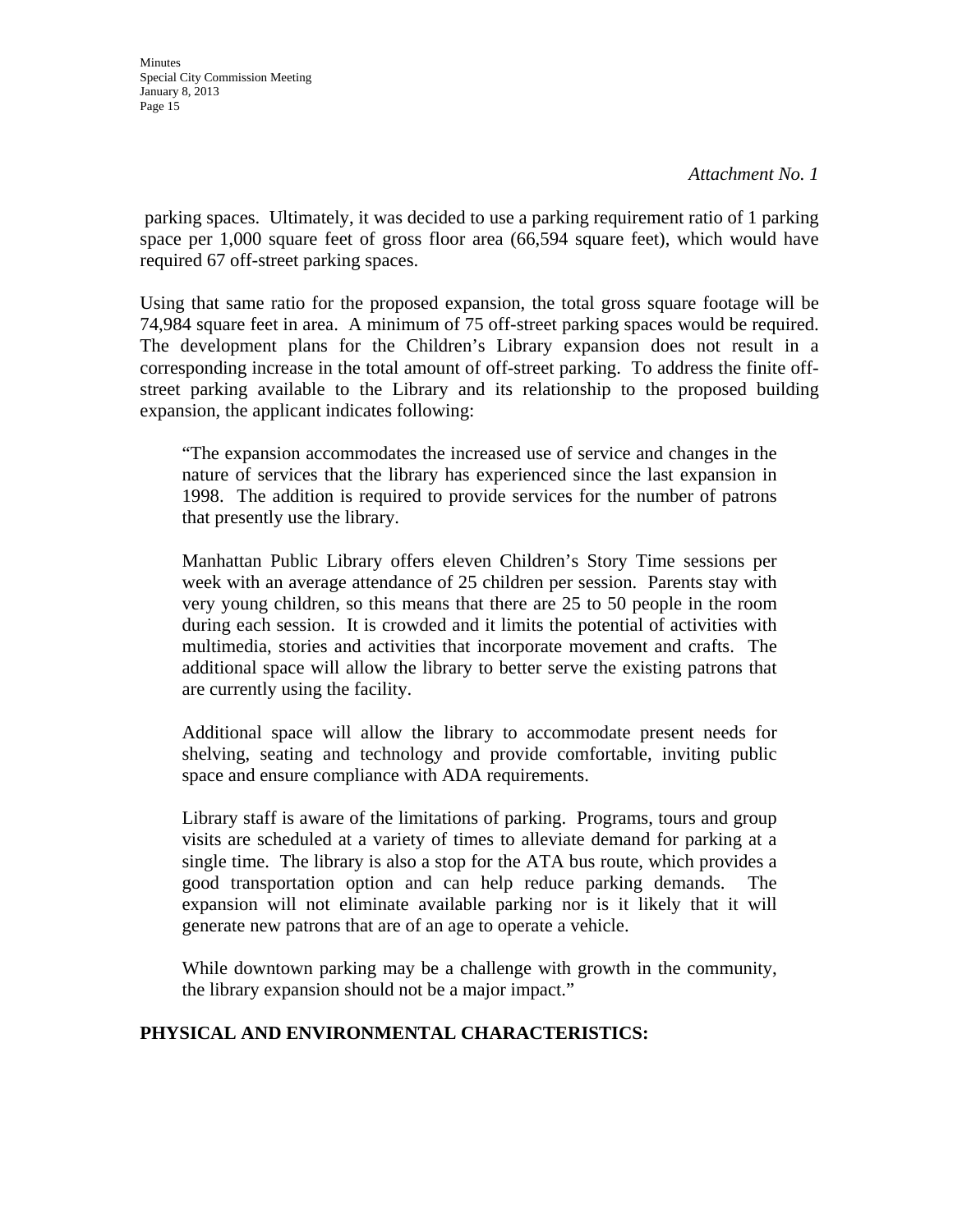*Attachment No. 1*

parking spaces. Ultimately, it was decided to use a parking requirement ratio of 1 parking space per 1,000 square feet of gross floor area (66,594 square feet), which would have required 67 off-street parking spaces.

Using that same ratio for the proposed expansion, the total gross square footage will be 74,984 square feet in area. A minimum of 75 off-street parking spaces would be required. The development plans for the Children's Library expansion does not result in a corresponding increase in the total amount of off-street parking. To address the finite off-street parking available to the Library and its relationship to the proposed building expansion, the applicant indicates following:

> "The expansion accommodates the increased use of service and changes in the nature of services that the library has experienced since the last expansion in 1998. The addition is required to provide services for the number of patrons that presently use the library.
>
> Manhattan Public Library offers eleven Children's Story Time sessions per week with an average attendance of 25 children per session. Parents stay with very young children, so this means that there are 25 to 50 people in the room during each session. It is crowded and it limits the potential of activities with multimedia, stories and activities that incorporate movement and crafts. The additional space will allow the library to better serve the existing patrons that are currently using the facility.
>
> Additional space will allow the library to accommodate present needs for shelving, seating and technology and provide comfortable, inviting public space and ensure compliance with ADA requirements.
>
> Library staff is aware of the limitations of parking. Programs, tours and group visits are scheduled at a variety of times to alleviate demand for parking at a single time. The library is also a stop for the ATA bus route, which provides a good transportation option and can help reduce parking demands. The expansion will not eliminate available parking nor is it likely that it will generate new patrons that are of an age to operate a vehicle.
>
> While downtown parking may be a challenge with growth in the community, the library expansion should not be a major impact."

**PHYSICAL AND ENVIRONMENTAL CHARACTERISTICS:**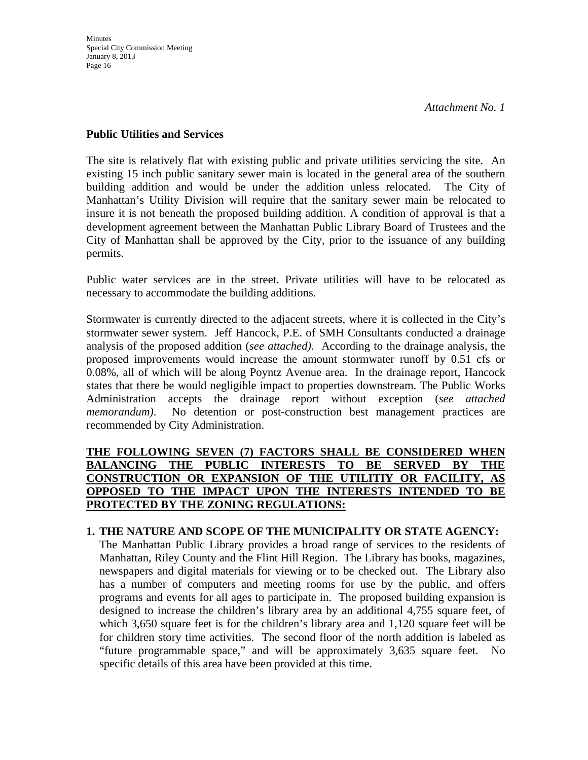*Attachment No. 1*

**Public Utilities and Services**

The site is relatively flat with existing public and private utilities servicing the site. An existing 15 inch public sanitary sewer main is located in the general area of the southern building addition and would be under the addition unless relocated. The City of Manhattan's Utility Division will require that the sanitary sewer main be relocated to insure it is not beneath the proposed building addition. A condition of approval is that a development agreement between the Manhattan Public Library Board of Trustees and the City of Manhattan shall be approved by the City, prior to the issuance of any building permits.

Public water services are in the street. Private utilities will have to be relocated as necessary to accommodate the building additions.

Stormwater is currently directed to the adjacent streets, where it is collected in the City's stormwater sewer system. Jeff Hancock, P.E. of SMH Consultants conducted a drainage analysis of the proposed addition (*see attached).* According to the drainage analysis, the proposed improvements would increase the amount stormwater runoff by 0.51 cfs or 0.08%, all of which will be along Poyntz Avenue area. In the drainage report, Hancock states that there be would negligible impact to properties downstream. The Public Works Administration accepts the drainage report without exception (*see attached memorandum)*. No detention or post-construction best management practices are recommended by City Administration.

**THE FOLLOWING SEVEN (7) FACTORS SHALL BE CONSIDERED WHEN BALANCING THE PUBLIC INTERESTS TO BE SERVED BY THE CONSTRUCTION OR EXPANSION OF THE UTILITIY OR FACILITY, AS OPPOSED TO THE IMPACT UPON THE INTERESTS INTENDED TO BE PROTECTED BY THE ZONING REGULATIONS:**

1. **THE NATURE AND SCOPE OF THE MUNICIPALITY OR STATE AGENCY:** The Manhattan Public Library provides a broad range of services to the residents of Manhattan, Riley County and the Flint Hill Region. The Library has books, magazines, newspapers and digital materials for viewing or to be checked out. The Library also has a number of computers and meeting rooms for use by the public, and offers programs and events for all ages to participate in. The proposed building expansion is designed to increase the children's library area by an additional 4,755 square feet, of which 3,650 square feet is for the children's library area and 1,120 square feet will be for children story time activities. The second floor of the north addition is labeled as "future programmable space," and will be approximately 3,635 square feet. No specific details of this area have been provided at this time.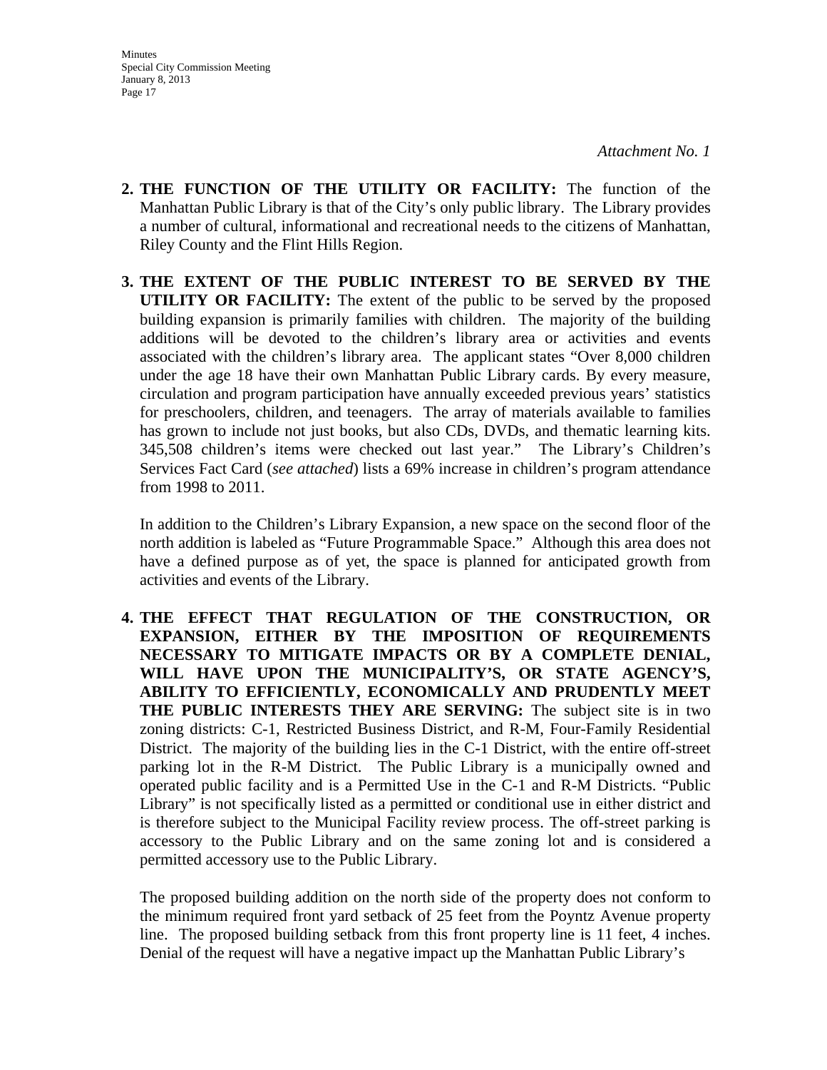*Attachment No. 1*

2. **THE FUNCTION OF THE UTILITY OR FACILITY:** The function of the Manhattan Public Library is that of the City's only public library. The Library provides a number of cultural, informational and recreational needs to the citizens of Manhattan, Riley County and the Flint Hills Region.

3. **THE EXTENT OF THE PUBLIC INTEREST TO BE SERVED BY THE UTILITY OR FACILITY:** The extent of the public to be served by the proposed building expansion is primarily families with children. The majority of the building additions will be devoted to the children's library area or activities and events associated with the children's library area. The applicant states "Over 8,000 children under the age 18 have their own Manhattan Public Library cards. By every measure, circulation and program participation have annually exceeded previous years' statistics for preschoolers, children, and teenagers. The array of materials available to families has grown to include not just books, but also CDs, DVDs, and thematic learning kits. 345,508 children's items were checked out last year." The Library's Children's Services Fact Card (*see attached*) lists a 69% increase in children's program attendance from 1998 to 2011.

   In addition to the Children's Library Expansion, a new space on the second floor of the north addition is labeled as "Future Programmable Space." Although this area does not have a defined purpose as of yet, the space is planned for anticipated growth from activities and events of the Library.

4. **THE EFFECT THAT REGULATION OF THE CONSTRUCTION, OR EXPANSION, EITHER BY THE IMPOSITION OF REQUIREMENTS NECESSARY TO MITIGATE IMPACTS OR BY A COMPLETE DENIAL, WILL HAVE UPON THE MUNICIPALITY'S, OR STATE AGENCY'S, ABILITY TO EFFICIENTLY, ECONOMICALLY AND PRUDENTLY MEET THE PUBLIC INTERESTS THEY ARE SERVING:** The subject site is in two zoning districts: C-1, Restricted Business District, and R-M, Four-Family Residential District. The majority of the building lies in the C-1 District, with the entire off-street parking lot in the R-M District. The Public Library is a municipally owned and operated public facility and is a Permitted Use in the C-1 and R-M Districts. "Public Library" is not specifically listed as a permitted or conditional use in either district and is therefore subject to the Municipal Facility review process. The off-street parking is accessory to the Public Library and on the same zoning lot and is considered a permitted accessory use to the Public Library.

   The proposed building addition on the north side of the property does not conform to the minimum required front yard setback of 25 feet from the Poyntz Avenue property line. The proposed building setback from this front property line is 11 feet, 4 inches. Denial of the request will have a negative impact up the Manhattan Public Library's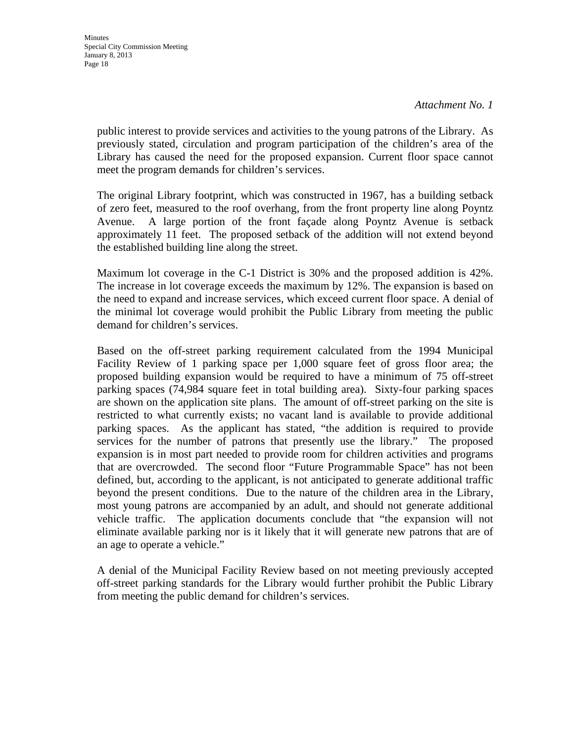*Attachment No. 1*

public interest to provide services and activities to the young patrons of the Library. As previously stated, circulation and program participation of the children's area of the Library has caused the need for the proposed expansion. Current floor space cannot meet the program demands for children's services.

The original Library footprint, which was constructed in 1967, has a building setback of zero feet, measured to the roof overhang, from the front property line along Poyntz Avenue. A large portion of the front façade along Poyntz Avenue is setback approximately 11 feet. The proposed setback of the addition will not extend beyond the established building line along the street.

Maximum lot coverage in the C-1 District is 30% and the proposed addition is 42%. The increase in lot coverage exceeds the maximum by 12%. The expansion is based on the need to expand and increase services, which exceed current floor space. A denial of the minimal lot coverage would prohibit the Public Library from meeting the public demand for children's services.

Based on the off-street parking requirement calculated from the 1994 Municipal Facility Review of 1 parking space per 1,000 square feet of gross floor area; the proposed building expansion would be required to have a minimum of 75 off-street parking spaces (74,984 square feet in total building area). Sixty-four parking spaces are shown on the application site plans. The amount of off-street parking on the site is restricted to what currently exists; no vacant land is available to provide additional parking spaces. As the applicant has stated, "the addition is required to provide services for the number of patrons that presently use the library." The proposed expansion is in most part needed to provide room for children activities and programs that are overcrowded. The second floor "Future Programmable Space" has not been defined, but, according to the applicant, is not anticipated to generate additional traffic beyond the present conditions. Due to the nature of the children area in the Library, most young patrons are accompanied by an adult, and should not generate additional vehicle traffic. The application documents conclude that "the expansion will not eliminate available parking nor is it likely that it will generate new patrons that are of an age to operate a vehicle."

A denial of the Municipal Facility Review based on not meeting previously accepted off-street parking standards for the Library would further prohibit the Public Library from meeting the public demand for children's services.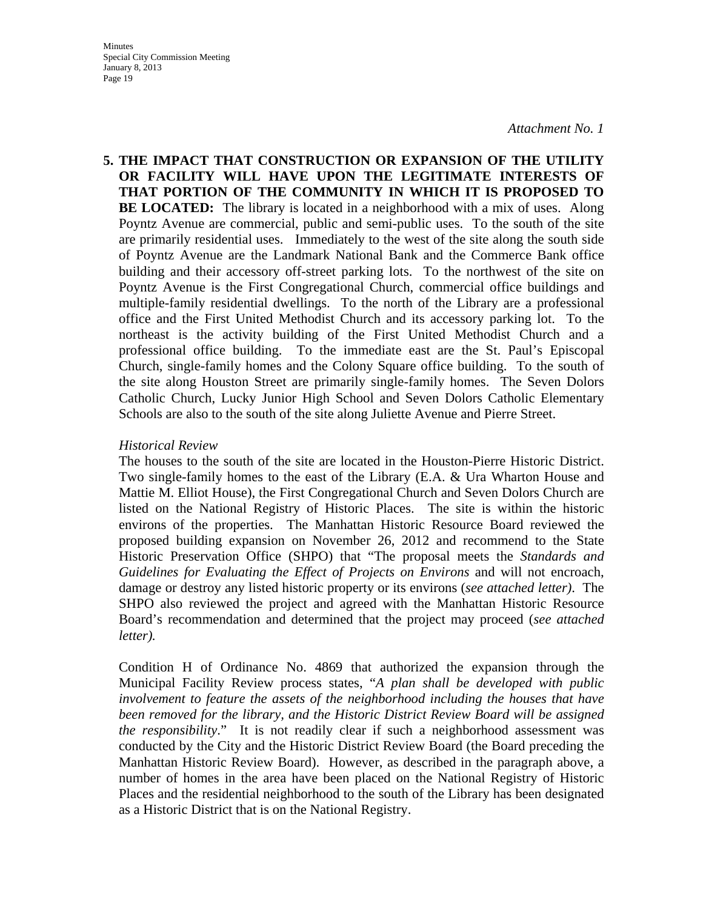*Attachment No. 1*

**5. THE IMPACT THAT CONSTRUCTION OR EXPANSION OF THE UTILITY OR FACILITY WILL HAVE UPON THE LEGITIMATE INTERESTS OF THAT PORTION OF THE COMMUNITY IN WHICH IT IS PROPOSED TO BE LOCATED:** The library is located in a neighborhood with a mix of uses. Along Poyntz Avenue are commercial, public and semi-public uses. To the south of the site are primarily residential uses. Immediately to the west of the site along the south side of Poyntz Avenue are the Landmark National Bank and the Commerce Bank office building and their accessory off-street parking lots. To the northwest of the site on Poyntz Avenue is the First Congregational Church, commercial office buildings and multiple-family residential dwellings. To the north of the Library are a professional office and the First United Methodist Church and its accessory parking lot. To the northeast is the activity building of the First United Methodist Church and a professional office building. To the immediate east are the St. Paul's Episcopal Church, single-family homes and the Colony Square office building. To the south of the site along Houston Street are primarily single-family homes. The Seven Dolors Catholic Church, Lucky Junior High School and Seven Dolors Catholic Elementary Schools are also to the south of the site along Juliette Avenue and Pierre Street.

*Historical Review*

The houses to the south of the site are located in the Houston-Pierre Historic District. Two single-family homes to the east of the Library (E.A. & Ura Wharton House and Mattie M. Elliot House), the First Congregational Church and Seven Dolors Church are listed on the National Registry of Historic Places. The site is within the historic environs of the properties. The Manhattan Historic Resource Board reviewed the proposed building expansion on November 26, 2012 and recommend to the State Historic Preservation Office (SHPO) that "The proposal meets the *Standards and Guidelines for Evaluating the Effect of Projects on Environs* and will not encroach, damage or destroy any listed historic property or its environs (*see attached letter)*. The SHPO also reviewed the project and agreed with the Manhattan Historic Resource Board's recommendation and determined that the project may proceed (*see attached letter).*

Condition H of Ordinance No. 4869 that authorized the expansion through the Municipal Facility Review process states, "*A plan shall be developed with public involvement to feature the assets of the neighborhood including the houses that have been removed for the library, and the Historic District Review Board will be assigned the responsibility*." It is not readily clear if such a neighborhood assessment was conducted by the City and the Historic District Review Board (the Board preceding the Manhattan Historic Review Board). However, as described in the paragraph above, a number of homes in the area have been placed on the National Registry of Historic Places and the residential neighborhood to the south of the Library has been designated as a Historic District that is on the National Registry.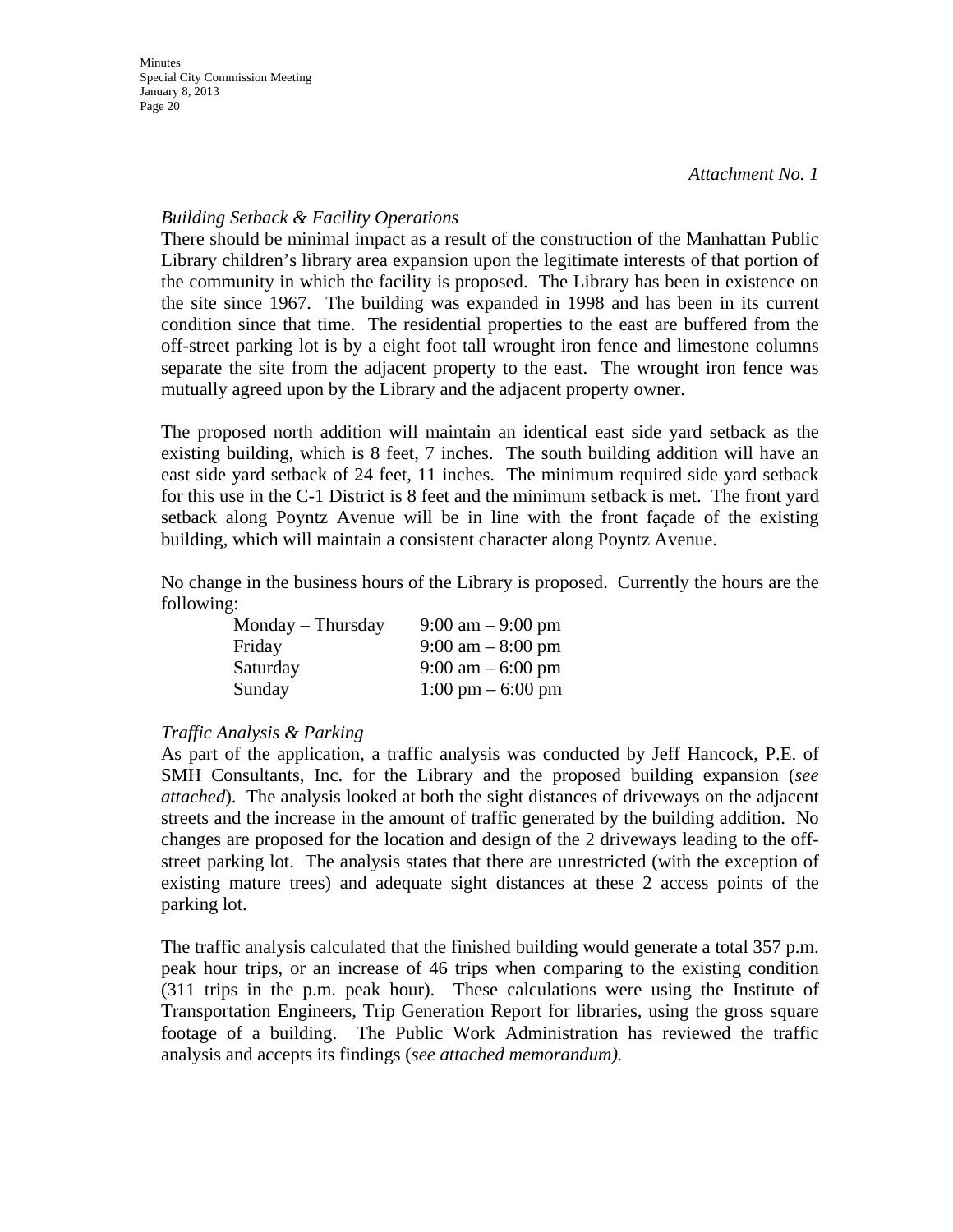*Attachment No. 1*

*Building Setback & Facility Operations*

There should be minimal impact as a result of the construction of the Manhattan Public Library children's library area expansion upon the legitimate interests of that portion of the community in which the facility is proposed. The Library has been in existence on the site since 1967. The building was expanded in 1998 and has been in its current condition since that time. The residential properties to the east are buffered from the off-street parking lot is by a eight foot tall wrought iron fence and limestone columns separate the site from the adjacent property to the east. The wrought iron fence was mutually agreed upon by the Library and the adjacent property owner.

The proposed north addition will maintain an identical east side yard setback as the existing building, which is 8 feet, 7 inches. The south building addition will have an east side yard setback of 24 feet, 11 inches. The minimum required side yard setback for this use in the C-1 District is 8 feet and the minimum setback is met. The front yard setback along Poyntz Avenue will be in line with the front façade of the existing building, which will maintain a consistent character along Poyntz Avenue.

No change in the business hours of the Library is proposed. Currently the hours are the following:

| | |
|---|---|
| Monday – Thursday | 9:00 am – 9:00 pm |
| Friday | 9:00 am – 8:00 pm |
| Saturday | 9:00 am – 6:00 pm |
| Sunday | 1:00 pm – 6:00 pm |

*Traffic Analysis & Parking*

As part of the application, a traffic analysis was conducted by Jeff Hancock, P.E. of SMH Consultants, Inc. for the Library and the proposed building expansion (*see attached*). The analysis looked at both the sight distances of driveways on the adjacent streets and the increase in the amount of traffic generated by the building addition. No changes are proposed for the location and design of the 2 driveways leading to the off-street parking lot. The analysis states that there are unrestricted (with the exception of existing mature trees) and adequate sight distances at these 2 access points of the parking lot.

The traffic analysis calculated that the finished building would generate a total 357 p.m. peak hour trips, or an increase of 46 trips when comparing to the existing condition (311 trips in the p.m. peak hour). These calculations were using the Institute of Transportation Engineers, Trip Generation Report for libraries, using the gross square footage of a building. The Public Work Administration has reviewed the traffic analysis and accepts its findings (*see attached memorandum).*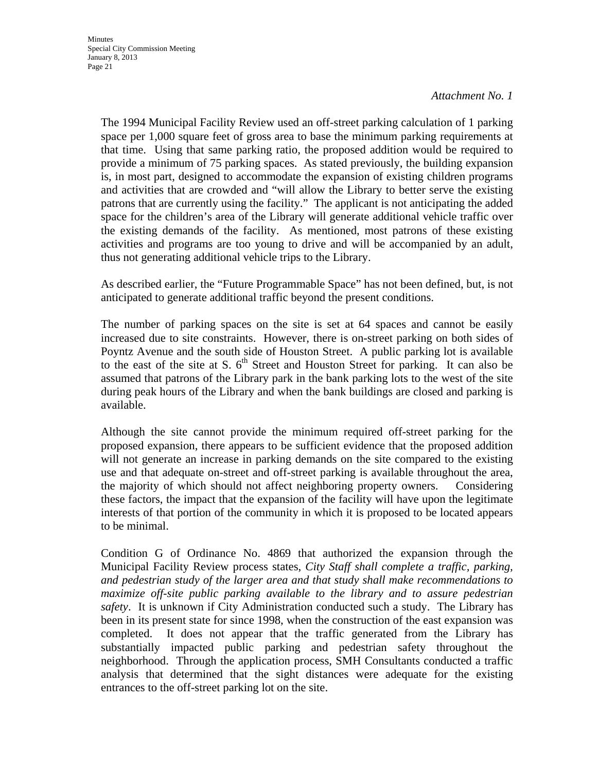*Attachment No. 1*

The 1994 Municipal Facility Review used an off-street parking calculation of 1 parking space per 1,000 square feet of gross area to base the minimum parking requirements at that time. Using that same parking ratio, the proposed addition would be required to provide a minimum of 75 parking spaces. As stated previously, the building expansion is, in most part, designed to accommodate the expansion of existing children programs and activities that are crowded and "will allow the Library to better serve the existing patrons that are currently using the facility." The applicant is not anticipating the added space for the children's area of the Library will generate additional vehicle traffic over the existing demands of the facility. As mentioned, most patrons of these existing activities and programs are too young to drive and will be accompanied by an adult, thus not generating additional vehicle trips to the Library.

As described earlier, the "Future Programmable Space" has not been defined, but, is not anticipated to generate additional traffic beyond the present conditions.

The number of parking spaces on the site is set at 64 spaces and cannot be easily increased due to site constraints. However, there is on-street parking on both sides of Poyntz Avenue and the south side of Houston Street. A public parking lot is available to the east of the site at S. 6th Street and Houston Street for parking. It can also be assumed that patrons of the Library park in the bank parking lots to the west of the site during peak hours of the Library and when the bank buildings are closed and parking is available.

Although the site cannot provide the minimum required off-street parking for the proposed expansion, there appears to be sufficient evidence that the proposed addition will not generate an increase in parking demands on the site compared to the existing use and that adequate on-street and off-street parking is available throughout the area, the majority of which should not affect neighboring property owners. Considering these factors, the impact that the expansion of the facility will have upon the legitimate interests of that portion of the community in which it is proposed to be located appears to be minimal.

Condition G of Ordinance No. 4869 that authorized the expansion through the Municipal Facility Review process states, *City Staff shall complete a traffic, parking, and pedestrian study of the larger area and that study shall make recommendations to maximize off-site public parking available to the library and to assure pedestrian safety*. It is unknown if City Administration conducted such a study. The Library has been in its present state for since 1998, when the construction of the east expansion was completed. It does not appear that the traffic generated from the Library has substantially impacted public parking and pedestrian safety throughout the neighborhood. Through the application process, SMH Consultants conducted a traffic analysis that determined that the sight distances were adequate for the existing entrances to the off-street parking lot on the site.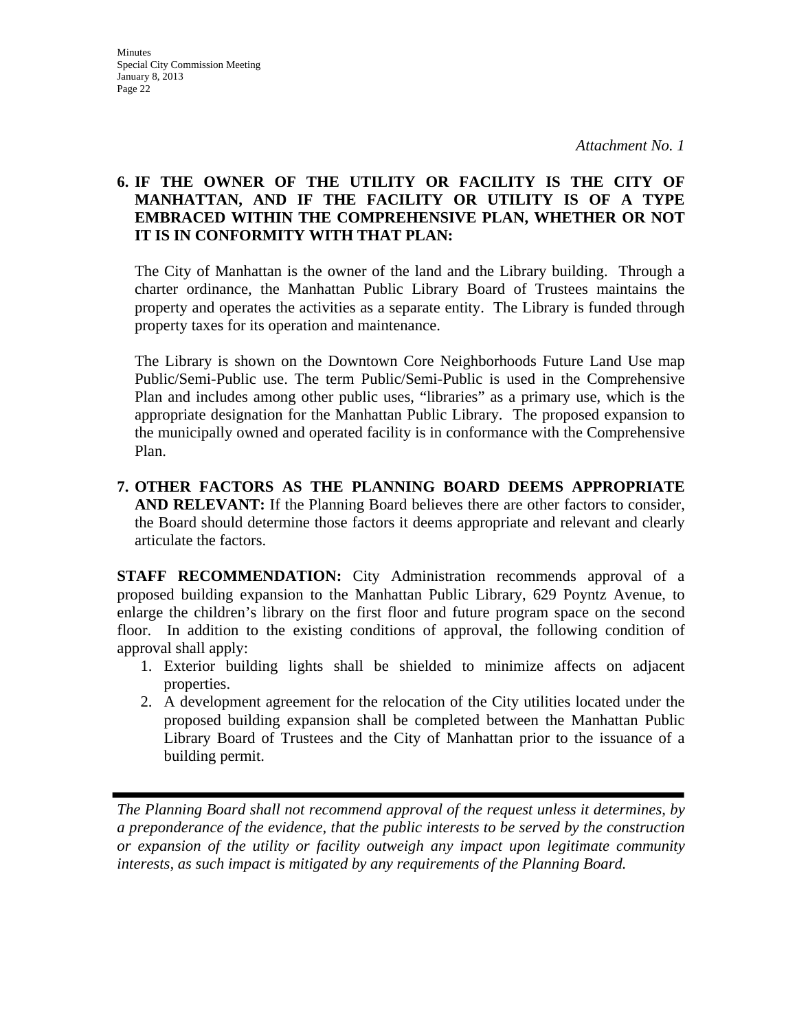*Attachment No. 1*

**6. IF THE OWNER OF THE UTILITY OR FACILITY IS THE CITY OF MANHATTAN, AND IF THE FACILITY OR UTILITY IS OF A TYPE EMBRACED WITHIN THE COMPREHENSIVE PLAN, WHETHER OR NOT IT IS IN CONFORMITY WITH THAT PLAN:**

The City of Manhattan is the owner of the land and the Library building. Through a charter ordinance, the Manhattan Public Library Board of Trustees maintains the property and operates the activities as a separate entity. The Library is funded through property taxes for its operation and maintenance.

The Library is shown on the Downtown Core Neighborhoods Future Land Use map Public/Semi-Public use. The term Public/Semi-Public is used in the Comprehensive Plan and includes among other public uses, "libraries" as a primary use, which is the appropriate designation for the Manhattan Public Library. The proposed expansion to the municipally owned and operated facility is in conformance with the Comprehensive Plan.

**7. OTHER FACTORS AS THE PLANNING BOARD DEEMS APPROPRIATE AND RELEVANT:** If the Planning Board believes there are other factors to consider, the Board should determine those factors it deems appropriate and relevant and clearly articulate the factors.

**STAFF RECOMMENDATION:** City Administration recommends approval of a proposed building expansion to the Manhattan Public Library, 629 Poyntz Avenue, to enlarge the children's library on the first floor and future program space on the second floor. In addition to the existing conditions of approval, the following condition of approval shall apply:

1. Exterior building lights shall be shielded to minimize affects on adjacent properties.
2. A development agreement for the relocation of the City utilities located under the proposed building expansion shall be completed between the Manhattan Public Library Board of Trustees and the City of Manhattan prior to the issuance of a building permit.

---

*The Planning Board shall not recommend approval of the request unless it determines, by a preponderance of the evidence, that the public interests to be served by the construction or expansion of the utility or facility outweigh any impact upon legitimate community interests, as such impact is mitigated by any requirements of the Planning Board.*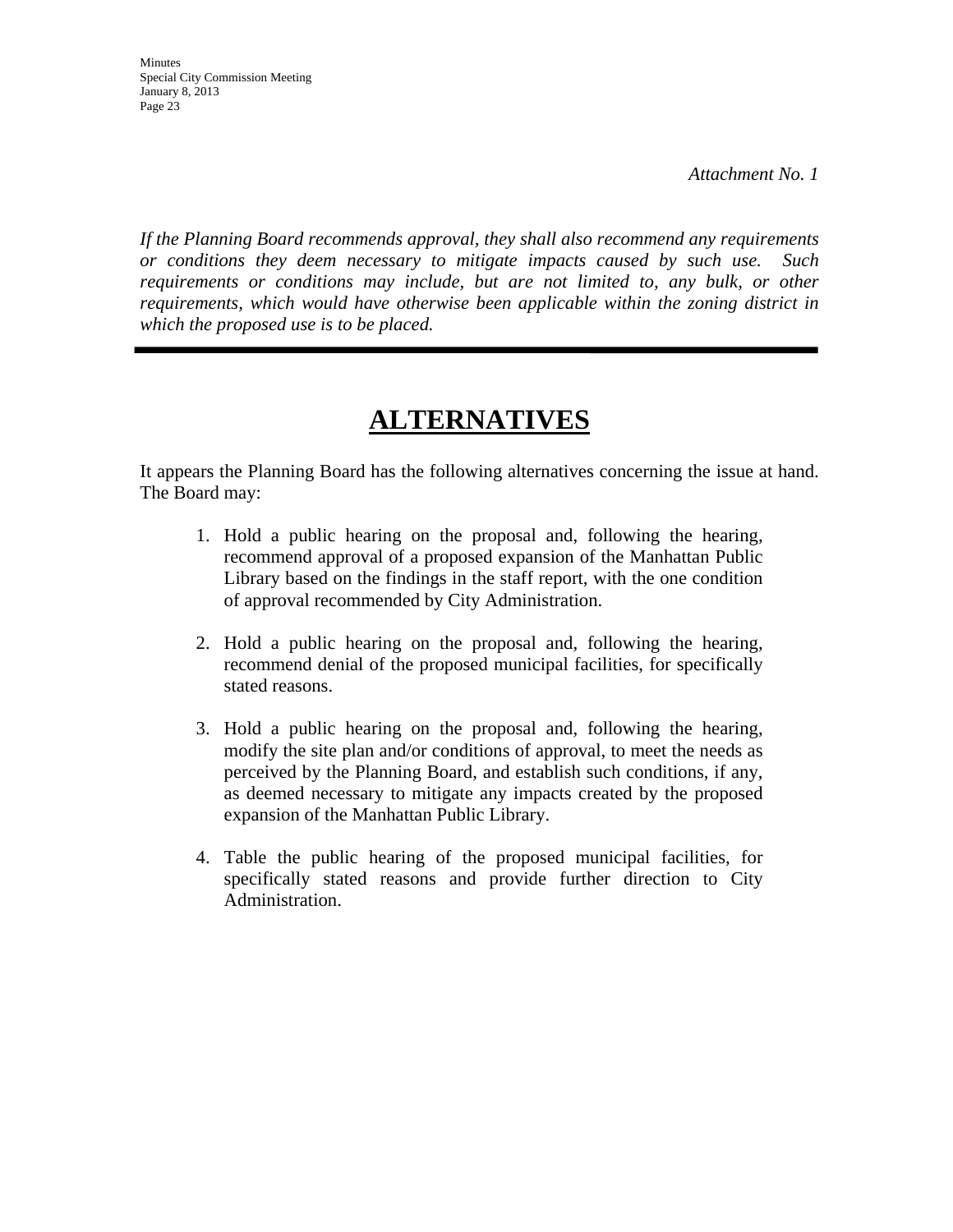*Attachment No. 1*

*If the Planning Board recommends approval, they shall also recommend any requirements or conditions they deem necessary to mitigate impacts caused by such use. Such requirements or conditions may include, but are not limited to, any bulk, or other requirements, which would have otherwise been applicable within the zoning district in which the proposed use is to be placed.*

---

# ALTERNATIVES

It appears the Planning Board has the following alternatives concerning the issue at hand. The Board may:

1. Hold a public hearing on the proposal and, following the hearing, recommend approval of a proposed expansion of the Manhattan Public Library based on the findings in the staff report, with the one condition of approval recommended by City Administration.

2. Hold a public hearing on the proposal and, following the hearing, recommend denial of the proposed municipal facilities, for specifically stated reasons.

3. Hold a public hearing on the proposal and, following the hearing, modify the site plan and/or conditions of approval, to meet the needs as perceived by the Planning Board, and establish such conditions, if any, as deemed necessary to mitigate any impacts created by the proposed expansion of the Manhattan Public Library.

4. Table the public hearing of the proposed municipal facilities, for specifically stated reasons and provide further direction to City Administration.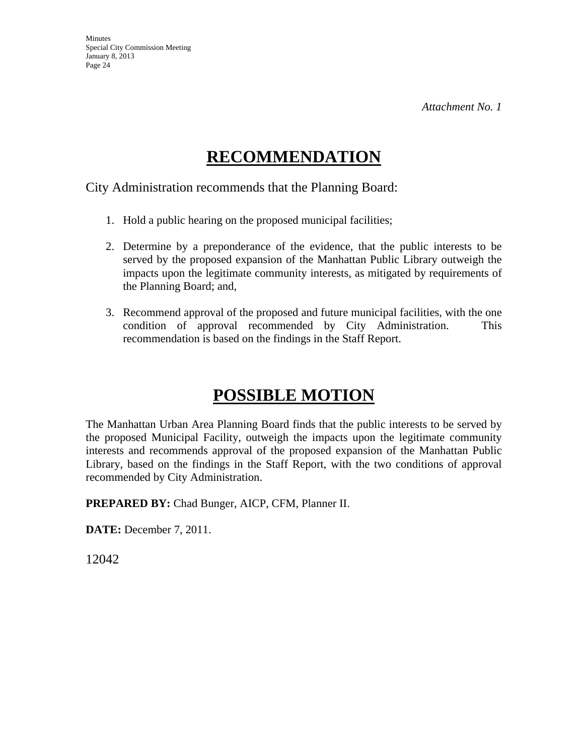*Attachment No. 1*

# RECOMMENDATION

City Administration recommends that the Planning Board:

1. Hold a public hearing on the proposed municipal facilities;

2. Determine by a preponderance of the evidence, that the public interests to be served by the proposed expansion of the Manhattan Public Library outweigh the impacts upon the legitimate community interests, as mitigated by requirements of the Planning Board; and,

3. Recommend approval of the proposed and future municipal facilities, with the one condition of approval recommended by City Administration. This recommendation is based on the findings in the Staff Report.

# POSSIBLE MOTION

The Manhattan Urban Area Planning Board finds that the public interests to be served by the proposed Municipal Facility, outweigh the impacts upon the legitimate community interests and recommends approval of the proposed expansion of the Manhattan Public Library, based on the findings in the Staff Report, with the two conditions of approval recommended by City Administration.

**PREPARED BY:** Chad Bunger, AICP, CFM, Planner II.

**DATE:** December 7, 2011.

12042